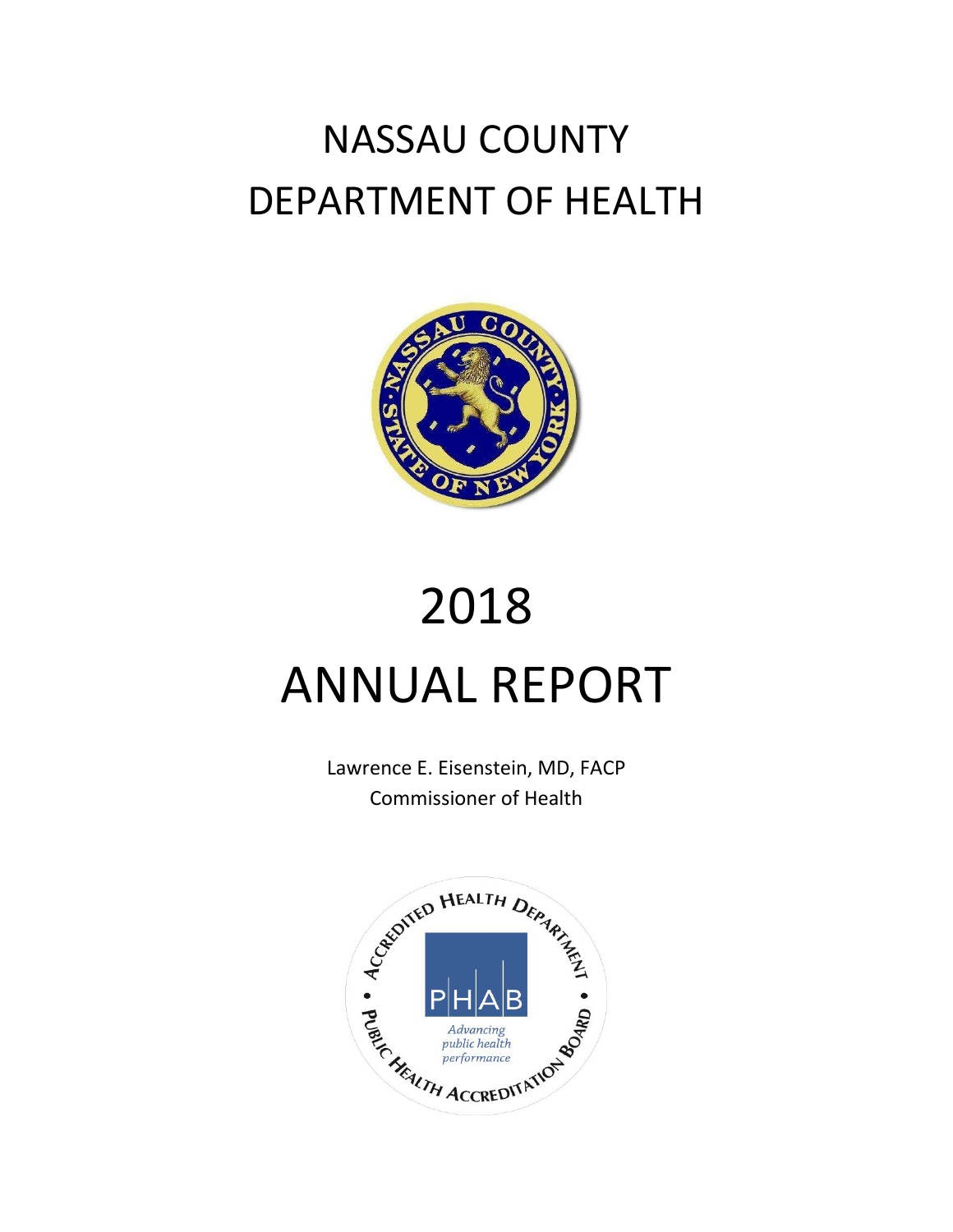# NASSAU COUNTY DEPARTMENT OF HEALTH

# 2018 ANNUAL REPORT

Lawrence E. Eisenstein, MD, FACP
Commissioner of Health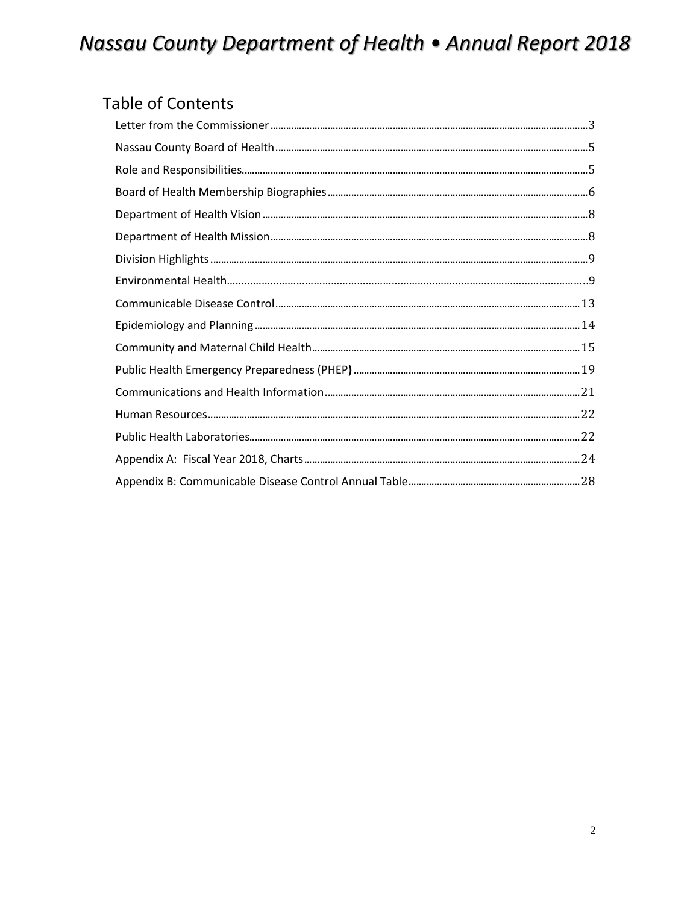## Table of Contents

Letter from the Commissioner ... 3

Nassau County Board of Health ... 5

Role and Responsibilities ... 5

Board of Health Membership Biographies ... 6

Department of Health Vision ... 8

Department of Health Mission ... 8

Division Highlights ... 9

Environmental Health ... 9

Communicable Disease Control ... 13

Epidemiology and Planning ... 14

Community and Maternal Child Health ... 15

Public Health Emergency Preparedness (PHEP**)** ... 19

Communications and Health Information ... 21

Human Resources ... 22

Public Health Laboratories ... 22

Appendix A: Fiscal Year 2018, Charts ... 24

Appendix B: Communicable Disease Control Annual Table ... 28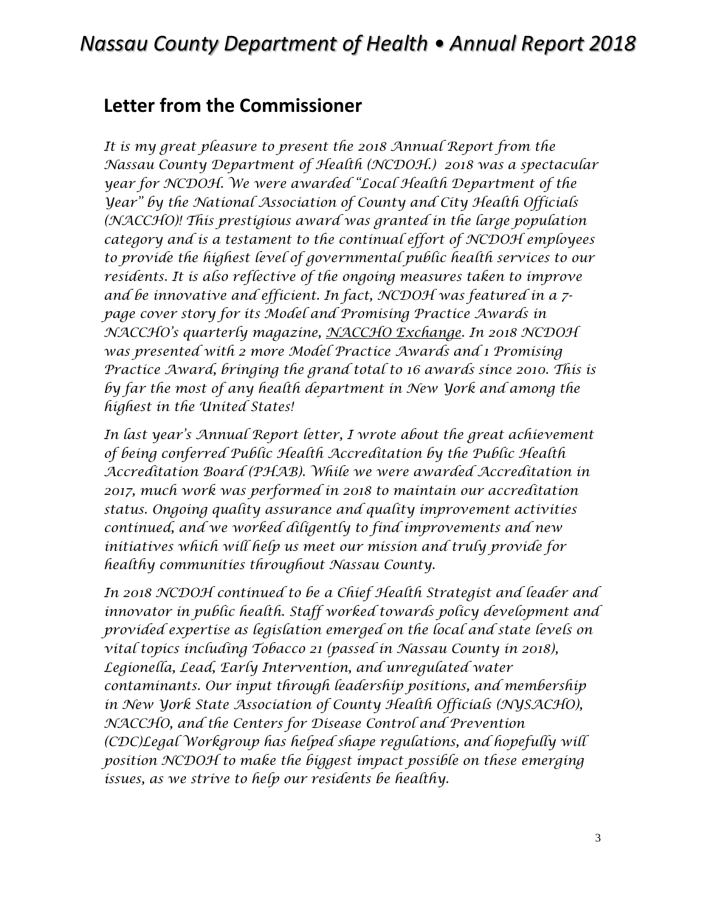## Letter from the Commissioner

*It is my great pleasure to present the 2018 Annual Report from the Nassau County Department of Health (NCDOH.) 2018 was a spectacular year for NCDOH. We were awarded "Local Health Department of the Year" by the National Association of County and City Health Officials (NACCHO)! This prestigious award was granted in the large population category and is a testament to the continual effort of NCDOH employees to provide the highest level of governmental public health services to our residents. It is also reflective of the ongoing measures taken to improve and be innovative and efficient. In fact, NCDOH was featured in a 7-page cover story for its Model and Promising Practice Awards in NACCHO's quarterly magazine, <u>NACCHO Exchange</u>. In 2018 NCDOH was presented with 2 more Model Practice Awards and 1 Promising Practice Award, bringing the grand total to 16 awards since 2010. This is by far the most of any health department in New York and among the highest in the United States!*

*In last year's Annual Report letter, I wrote about the great achievement of being conferred Public Health Accreditation by the Public Health Accreditation Board (PHAB). While we were awarded Accreditation in 2017, much work was performed in 2018 to maintain our accreditation status. Ongoing quality assurance and quality improvement activities continued, and we worked diligently to find improvements and new initiatives which will help us meet our mission and truly provide for healthy communities throughout Nassau County.*

*In 2018 NCDOH continued to be a Chief Health Strategist and leader and innovator in public health. Staff worked towards policy development and provided expertise as legislation emerged on the local and state levels on vital topics including Tobacco 21 (passed in Nassau County in 2018), Legionella, Lead, Early Intervention, and unregulated water contaminants. Our input through leadership positions, and membership in New York State Association of County Health Officials (NYSACHO), NACCHO, and the Centers for Disease Control and Prevention (CDC)Legal Workgroup has helped shape regulations, and hopefully will position NCDOH to make the biggest impact possible on these emerging issues, as we strive to help our residents be healthy.*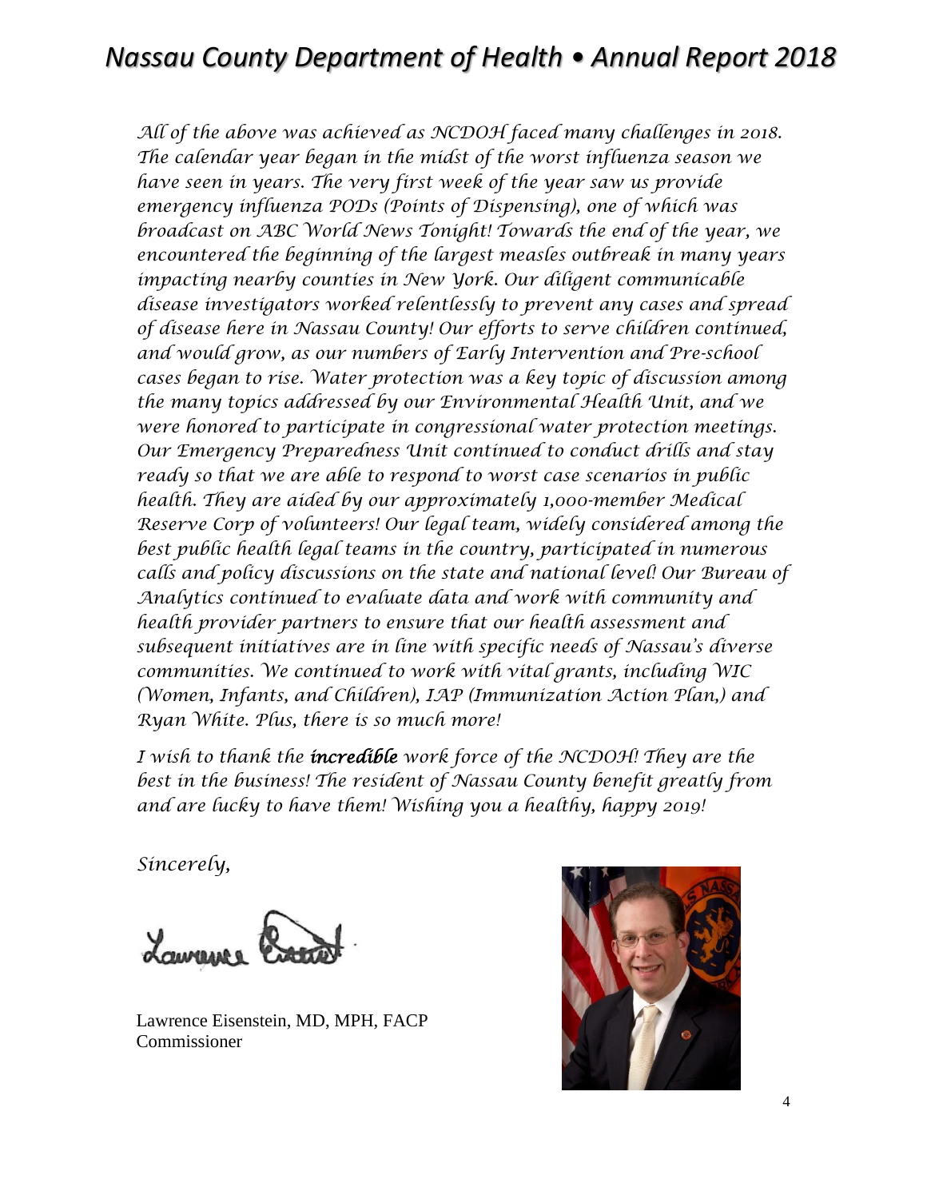*All of the above was achieved as NCDOH faced many challenges in 2018. The calendar year began in the midst of the worst influenza season we have seen in years. The very first week of the year saw us provide emergency influenza PODs (Points of Dispensing), one of which was broadcast on ABC World News Tonight! Towards the end of the year, we encountered the beginning of the largest measles outbreak in many years impacting nearby counties in New York. Our diligent communicable disease investigators worked relentlessly to prevent any cases and spread of disease here in Nassau County! Our efforts to serve children continued, and would grow, as our numbers of Early Intervention and Pre-school cases began to rise. Water protection was a key topic of discussion among the many topics addressed by our Environmental Health Unit, and we were honored to participate in congressional water protection meetings. Our Emergency Preparedness Unit continued to conduct drills and stay ready so that we are able to respond to worst case scenarios in public health. They are aided by our approximately 1,000-member Medical Reserve Corp of volunteers! Our legal team, widely considered among the best public health legal teams in the country, participated in numerous calls and policy discussions on the state and national level! Our Bureau of Analytics continued to evaluate data and work with community and health provider partners to ensure that our health assessment and subsequent initiatives are in line with specific needs of Nassau's diverse communities. We continued to work with vital grants, including WIC (Women, Infants, and Children), IAP (Immunization Action Plan,) and Ryan White. Plus, there is so much more!*

*I wish to thank the* ***incredible*** *work force of the NCDOH! They are the best in the business! The resident of Nassau County benefit greatly from and are lucky to have them! Wishing you a healthy, happy 2019!*

*Sincerely,*

Lawrence Eisenstein, MD, MPH, FACP
Commissioner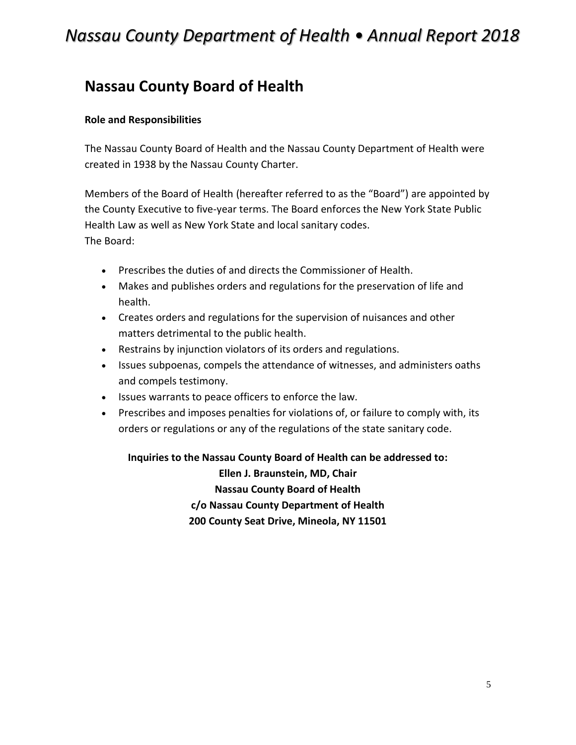## Nassau County Board of Health

**Role and Responsibilities**

The Nassau County Board of Health and the Nassau County Department of Health were created in 1938 by the Nassau County Charter.

Members of the Board of Health (hereafter referred to as the "Board") are appointed by the County Executive to five-year terms. The Board enforces the New York State Public Health Law as well as New York State and local sanitary codes.
The Board:

- Prescribes the duties of and directs the Commissioner of Health.
- Makes and publishes orders and regulations for the preservation of life and health.
- Creates orders and regulations for the supervision of nuisances and other matters detrimental to the public health.
- Restrains by injunction violators of its orders and regulations.
- Issues subpoenas, compels the attendance of witnesses, and administers oaths and compels testimony.
- Issues warrants to peace officers to enforce the law.
- Prescribes and imposes penalties for violations of, or failure to comply with, its orders or regulations or any of the regulations of the state sanitary code.

**Inquiries to the Nassau County Board of Health can be addressed to:**
**Ellen J. Braunstein, MD, Chair**
**Nassau County Board of Health**
**c/o Nassau County Department of Health**
**200 County Seat Drive, Mineola, NY 11501**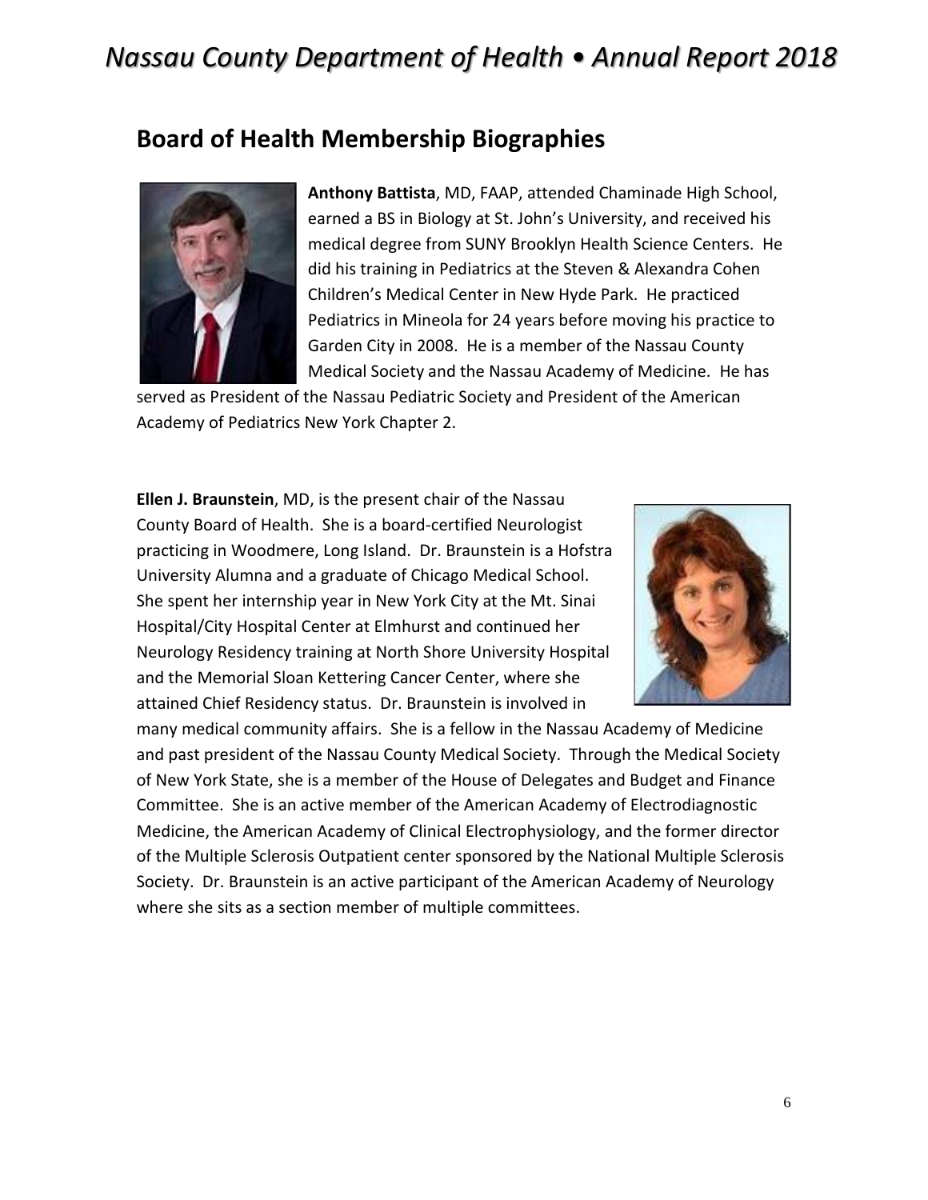## Board of Health Membership Biographies

**Anthony Battista**, MD, FAAP, attended Chaminade High School, earned a BS in Biology at St. John's University, and received his medical degree from SUNY Brooklyn Health Science Centers. He did his training in Pediatrics at the Steven & Alexandra Cohen Children's Medical Center in New Hyde Park. He practiced Pediatrics in Mineola for 24 years before moving his practice to Garden City in 2008. He is a member of the Nassau County Medical Society and the Nassau Academy of Medicine. He has served as President of the Nassau Pediatric Society and President of the American Academy of Pediatrics New York Chapter 2.

**Ellen J. Braunstein**, MD, is the present chair of the Nassau County Board of Health. She is a board-certified Neurologist practicing in Woodmere, Long Island. Dr. Braunstein is a Hofstra University Alumna and a graduate of Chicago Medical School. She spent her internship year in New York City at the Mt. Sinai Hospital/City Hospital Center at Elmhurst and continued her Neurology Residency training at North Shore University Hospital and the Memorial Sloan Kettering Cancer Center, where she attained Chief Residency status. Dr. Braunstein is involved in many medical community affairs. She is a fellow in the Nassau Academy of Medicine and past president of the Nassau County Medical Society. Through the Medical Society of New York State, she is a member of the House of Delegates and Budget and Finance Committee. She is an active member of the American Academy of Electrodiagnostic Medicine, the American Academy of Clinical Electrophysiology, and the former director of the Multiple Sclerosis Outpatient center sponsored by the National Multiple Sclerosis Society. Dr. Braunstein is an active participant of the American Academy of Neurology where she sits as a section member of multiple committees.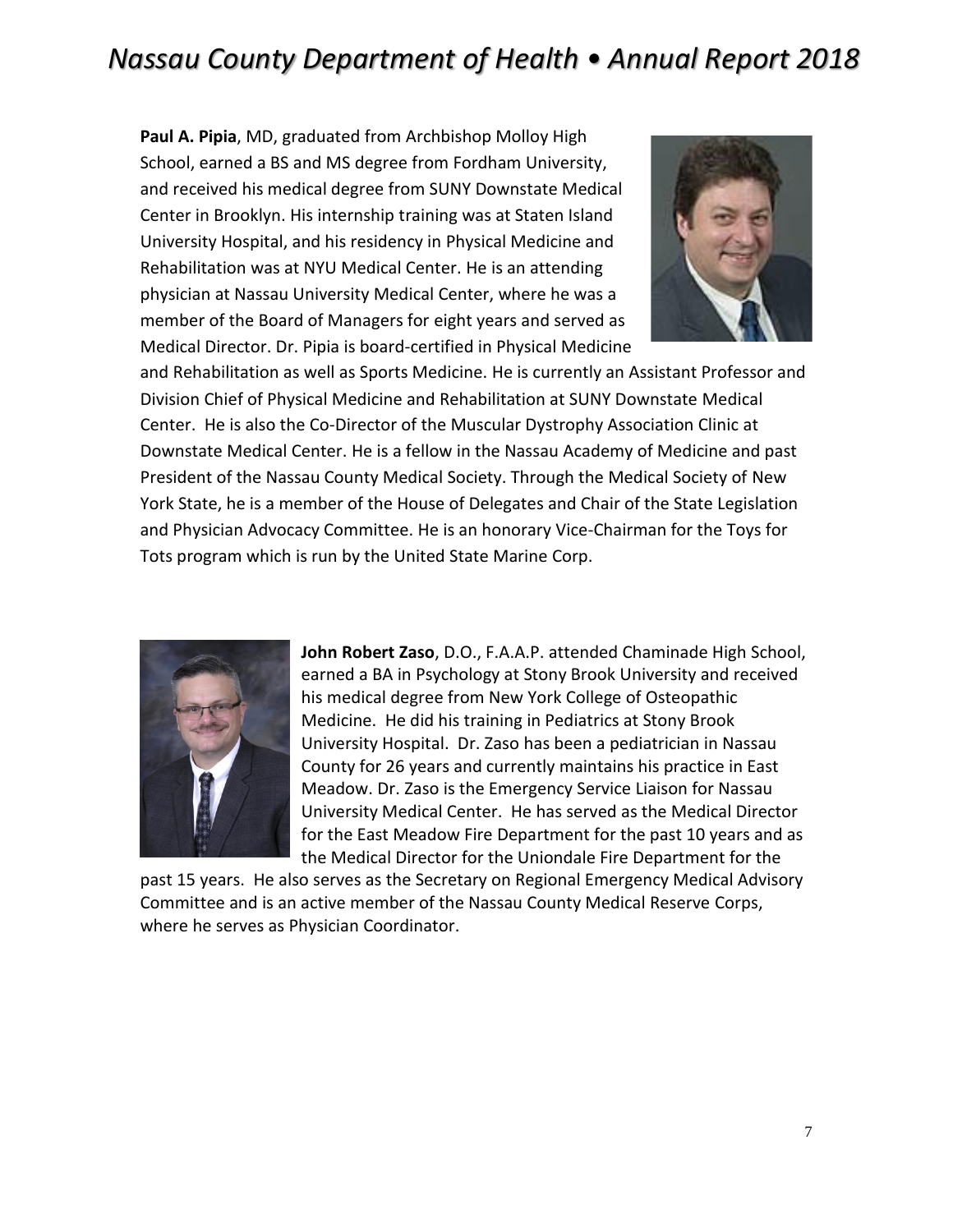**Paul A. Pipia**, MD, graduated from Archbishop Molloy High School, earned a BS and MS degree from Fordham University, and received his medical degree from SUNY Downstate Medical Center in Brooklyn. His internship training was at Staten Island University Hospital, and his residency in Physical Medicine and Rehabilitation was at NYU Medical Center. He is an attending physician at Nassau University Medical Center, where he was a member of the Board of Managers for eight years and served as Medical Director. Dr. Pipia is board-certified in Physical Medicine and Rehabilitation as well as Sports Medicine. He is currently an Assistant Professor and Division Chief of Physical Medicine and Rehabilitation at SUNY Downstate Medical Center. He is also the Co-Director of the Muscular Dystrophy Association Clinic at Downstate Medical Center. He is a fellow in the Nassau Academy of Medicine and past President of the Nassau County Medical Society. Through the Medical Society of New York State, he is a member of the House of Delegates and Chair of the State Legislation and Physician Advocacy Committee. He is an honorary Vice-Chairman for the Toys for Tots program which is run by the United State Marine Corp.

**John Robert Zaso**, D.O., F.A.A.P. attended Chaminade High School, earned a BA in Psychology at Stony Brook University and received his medical degree from New York College of Osteopathic Medicine. He did his training in Pediatrics at Stony Brook University Hospital. Dr. Zaso has been a pediatrician in Nassau County for 26 years and currently maintains his practice in East Meadow. Dr. Zaso is the Emergency Service Liaison for Nassau University Medical Center. He has served as the Medical Director for the East Meadow Fire Department for the past 10 years and as the Medical Director for the Uniondale Fire Department for the past 15 years. He also serves as the Secretary on Regional Emergency Medical Advisory Committee and is an active member of the Nassau County Medical Reserve Corps, where he serves as Physician Coordinator.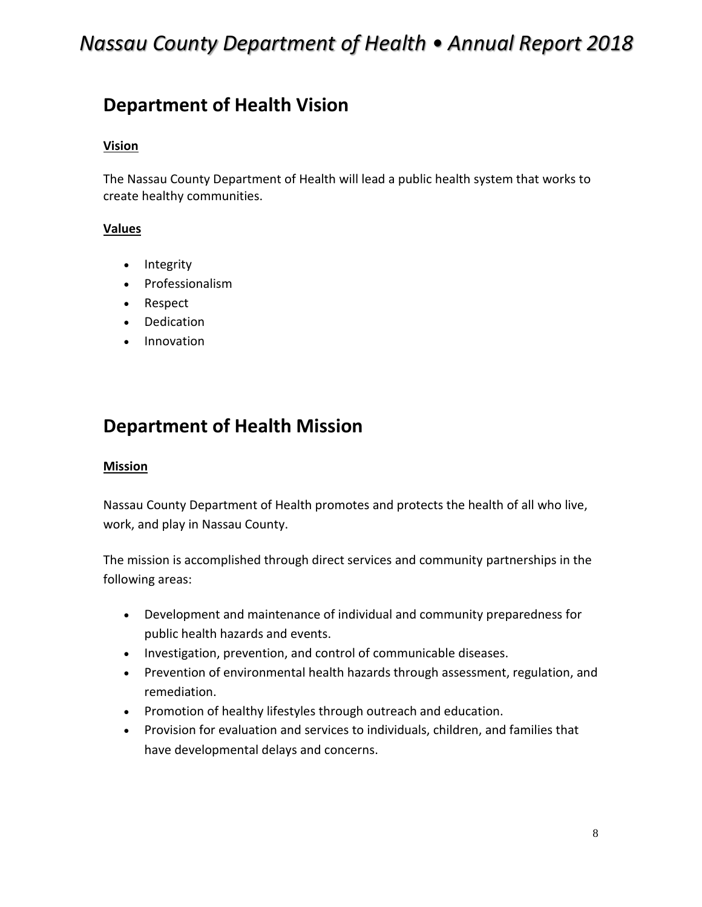## Department of Health Vision

**Vision**

The Nassau County Department of Health will lead a public health system that works to create healthy communities.

**Values**

- Integrity
- Professionalism
- Respect
- Dedication
- Innovation

## Department of Health Mission

**Mission**

Nassau County Department of Health promotes and protects the health of all who live, work, and play in Nassau County.

The mission is accomplished through direct services and community partnerships in the following areas:

- Development and maintenance of individual and community preparedness for public health hazards and events.
- Investigation, prevention, and control of communicable diseases.
- Prevention of environmental health hazards through assessment, regulation, and remediation.
- Promotion of healthy lifestyles through outreach and education.
- Provision for evaluation and services to individuals, children, and families that have developmental delays and concerns.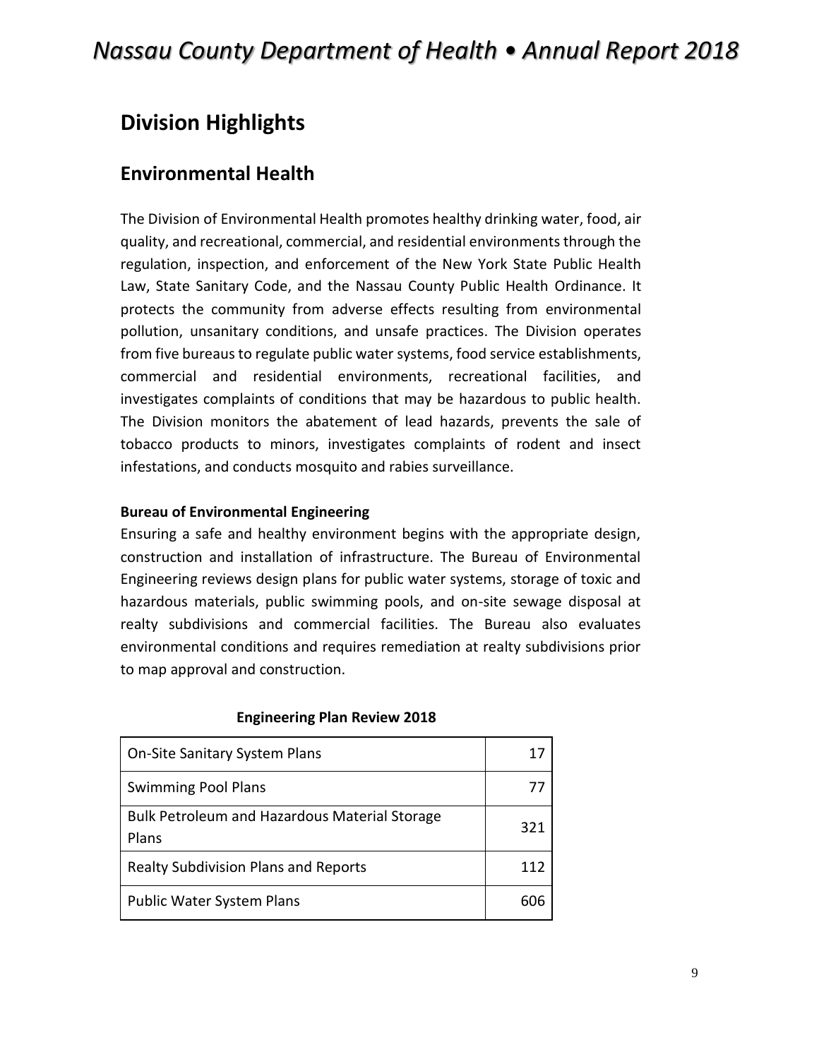## Division Highlights

## Environmental Health

The Division of Environmental Health promotes healthy drinking water, food, air quality, and recreational, commercial, and residential environments through the regulation, inspection, and enforcement of the New York State Public Health Law, State Sanitary Code, and the Nassau County Public Health Ordinance. It protects the community from adverse effects resulting from environmental pollution, unsanitary conditions, and unsafe practices. The Division operates from five bureaus to regulate public water systems, food service establishments, commercial and residential environments, recreational facilities, and investigates complaints of conditions that may be hazardous to public health. The Division monitors the abatement of lead hazards, prevents the sale of tobacco products to minors, investigates complaints of rodent and insect infestations, and conducts mosquito and rabies surveillance.

**Bureau of Environmental Engineering**

Ensuring a safe and healthy environment begins with the appropriate design, construction and installation of infrastructure. The Bureau of Environmental Engineering reviews design plans for public water systems, storage of toxic and hazardous materials, public swimming pools, and on-site sewage disposal at realty subdivisions and commercial facilities. The Bureau also evaluates environmental conditions and requires remediation at realty subdivisions prior to map approval and construction.

**Engineering Plan Review 2018**

| | |
|---|---|
| On-Site Sanitary System Plans | 17 |
| Swimming Pool Plans | 77 |
| Bulk Petroleum and Hazardous Material Storage Plans | 321 |
| Realty Subdivision Plans and Reports | 112 |
| Public Water System Plans | 606 |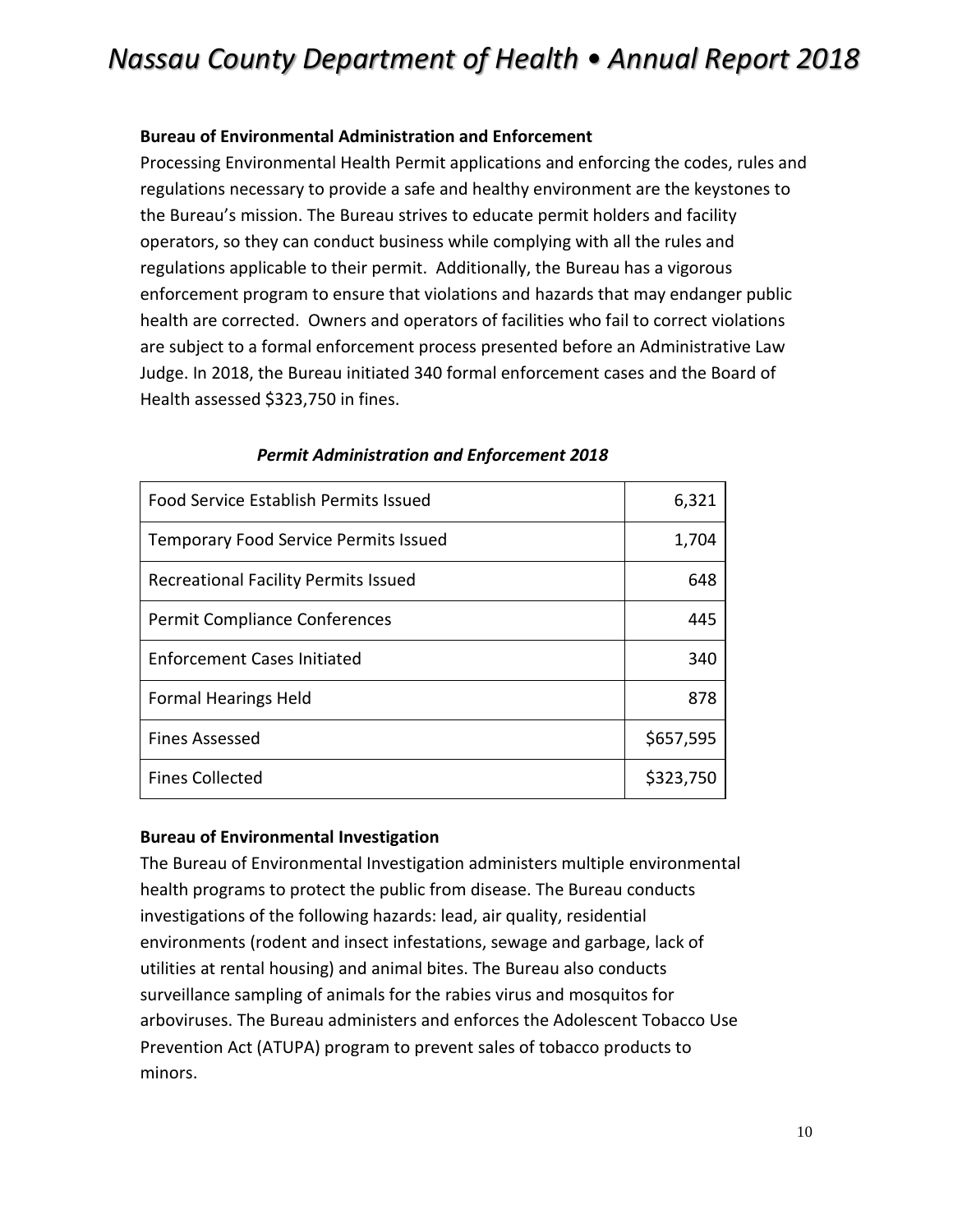### Bureau of Environmental Administration and Enforcement

Processing Environmental Health Permit applications and enforcing the codes, rules and regulations necessary to provide a safe and healthy environment are the keystones to the Bureau's mission. The Bureau strives to educate permit holders and facility operators, so they can conduct business while complying with all the rules and regulations applicable to their permit. Additionally, the Bureau has a vigorous enforcement program to ensure that violations and hazards that may endanger public health are corrected. Owners and operators of facilities who fail to correct violations are subject to a formal enforcement process presented before an Administrative Law Judge. In 2018, the Bureau initiated 340 formal enforcement cases and the Board of Health assessed $323,750 in fines.

***Permit Administration and Enforcement 2018***

| | |
|---|---:|
| Food Service Establish Permits Issued | 6,321 |
| Temporary Food Service Permits Issued | 1,704 |
| Recreational Facility Permits Issued | 648 |
| Permit Compliance Conferences | 445 |
| Enforcement Cases Initiated | 340 |
| Formal Hearings Held | 878 |
| Fines Assessed | $657,595 |
| Fines Collected | $323,750 |

### Bureau of Environmental Investigation

The Bureau of Environmental Investigation administers multiple environmental health programs to protect the public from disease. The Bureau conducts investigations of the following hazards: lead, air quality, residential environments (rodent and insect infestations, sewage and garbage, lack of utilities at rental housing) and animal bites. The Bureau also conducts surveillance sampling of animals for the rabies virus and mosquitos for arboviruses. The Bureau administers and enforces the Adolescent Tobacco Use Prevention Act (ATUPA) program to prevent sales of tobacco products to minors.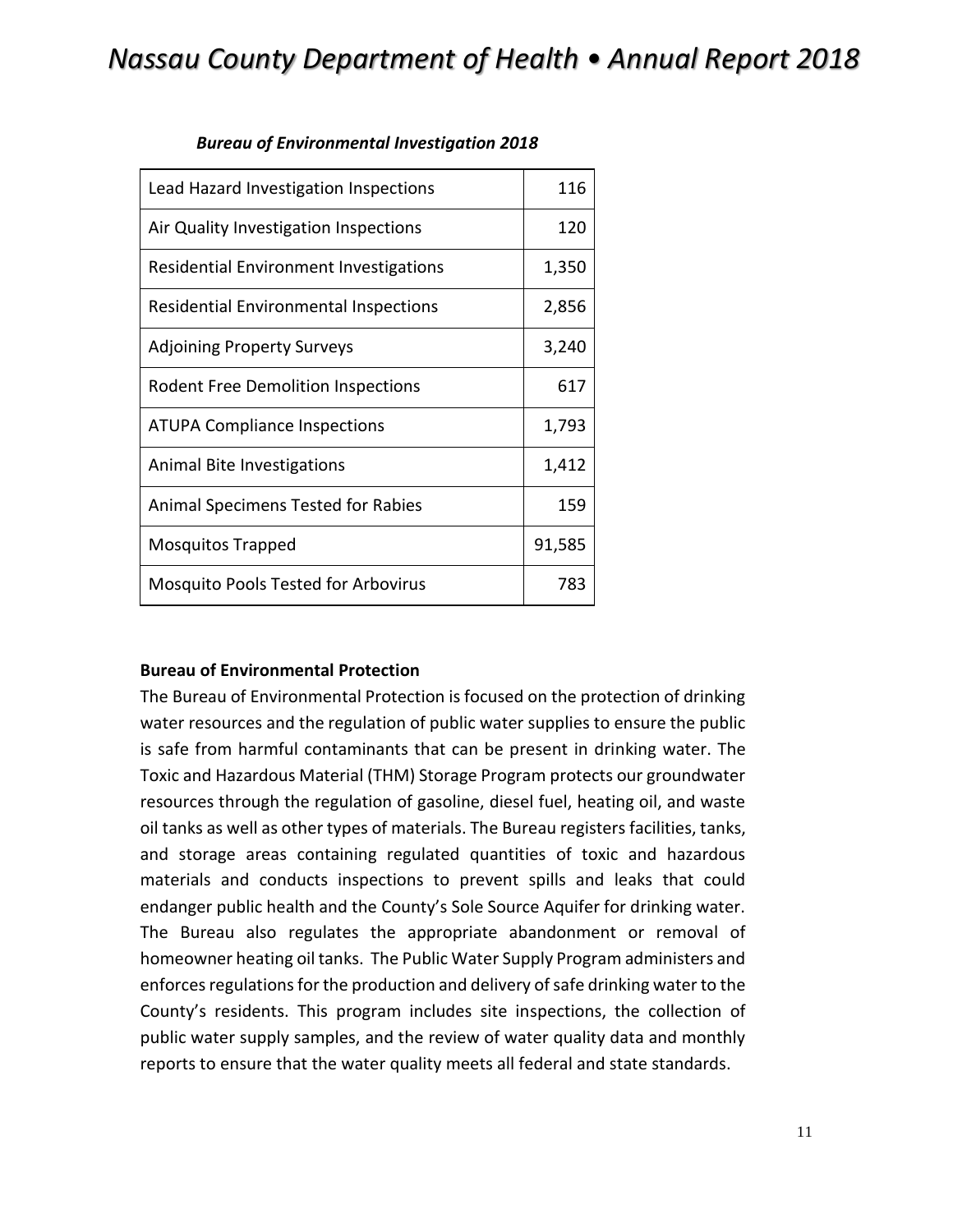*Bureau of Environmental Investigation 2018*

| | |
|---|---|
| Lead Hazard Investigation Inspections | 116 |
| Air Quality Investigation Inspections | 120 |
| Residential Environment Investigations | 1,350 |
| Residential Environmental Inspections | 2,856 |
| Adjoining Property Surveys | 3,240 |
| Rodent Free Demolition Inspections | 617 |
| ATUPA Compliance Inspections | 1,793 |
| Animal Bite Investigations | 1,412 |
| Animal Specimens Tested for Rabies | 159 |
| Mosquitos Trapped | 91,585 |
| Mosquito Pools Tested for Arbovirus | 783 |

**Bureau of Environmental Protection**

The Bureau of Environmental Protection is focused on the protection of drinking water resources and the regulation of public water supplies to ensure the public is safe from harmful contaminants that can be present in drinking water. The Toxic and Hazardous Material (THM) Storage Program protects our groundwater resources through the regulation of gasoline, diesel fuel, heating oil, and waste oil tanks as well as other types of materials. The Bureau registers facilities, tanks, and storage areas containing regulated quantities of toxic and hazardous materials and conducts inspections to prevent spills and leaks that could endanger public health and the County's Sole Source Aquifer for drinking water. The Bureau also regulates the appropriate abandonment or removal of homeowner heating oil tanks. The Public Water Supply Program administers and enforces regulations for the production and delivery of safe drinking water to the County's residents. This program includes site inspections, the collection of public water supply samples, and the review of water quality data and monthly reports to ensure that the water quality meets all federal and state standards.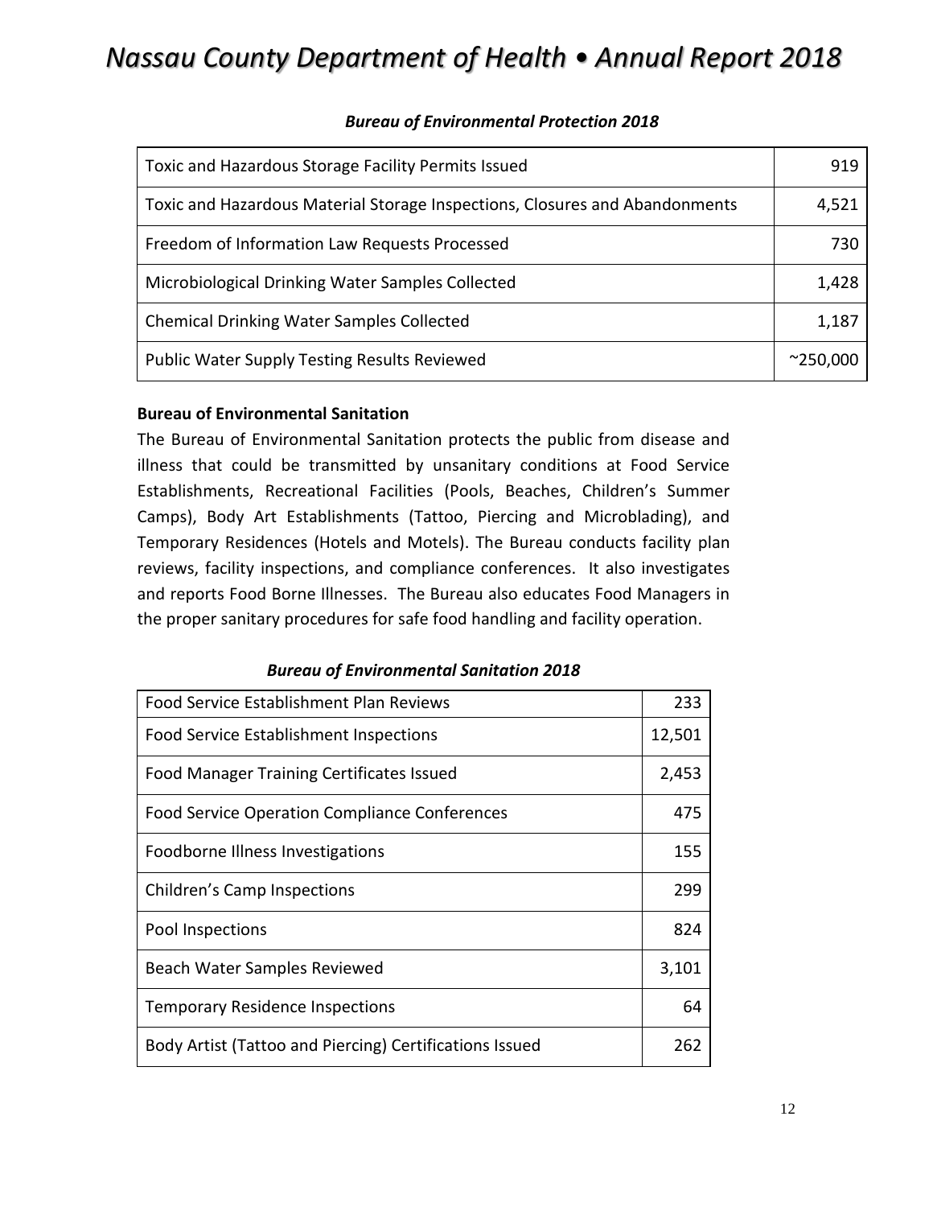*Bureau of Environmental Protection 2018*

| | |
|---|---|
| Toxic and Hazardous Storage Facility Permits Issued | 919 |
| Toxic and Hazardous Material Storage Inspections, Closures and Abandonments | 4,521 |
| Freedom of Information Law Requests Processed | 730 |
| Microbiological Drinking Water Samples Collected | 1,428 |
| Chemical Drinking Water Samples Collected | 1,187 |
| Public Water Supply Testing Results Reviewed | ~250,000 |

**Bureau of Environmental Sanitation**

The Bureau of Environmental Sanitation protects the public from disease and illness that could be transmitted by unsanitary conditions at Food Service Establishments, Recreational Facilities (Pools, Beaches, Children's Summer Camps), Body Art Establishments (Tattoo, Piercing and Microblading), and Temporary Residences (Hotels and Motels). The Bureau conducts facility plan reviews, facility inspections, and compliance conferences. It also investigates and reports Food Borne Illnesses. The Bureau also educates Food Managers in the proper sanitary procedures for safe food handling and facility operation.

*Bureau of Environmental Sanitation 2018*

| | |
|---|---|
| Food Service Establishment Plan Reviews | 233 |
| Food Service Establishment Inspections | 12,501 |
| Food Manager Training Certificates Issued | 2,453 |
| Food Service Operation Compliance Conferences | 475 |
| Foodborne Illness Investigations | 155 |
| Children's Camp Inspections | 299 |
| Pool Inspections | 824 |
| Beach Water Samples Reviewed | 3,101 |
| Temporary Residence Inspections | 64 |
| Body Artist (Tattoo and Piercing) Certifications Issued | 262 |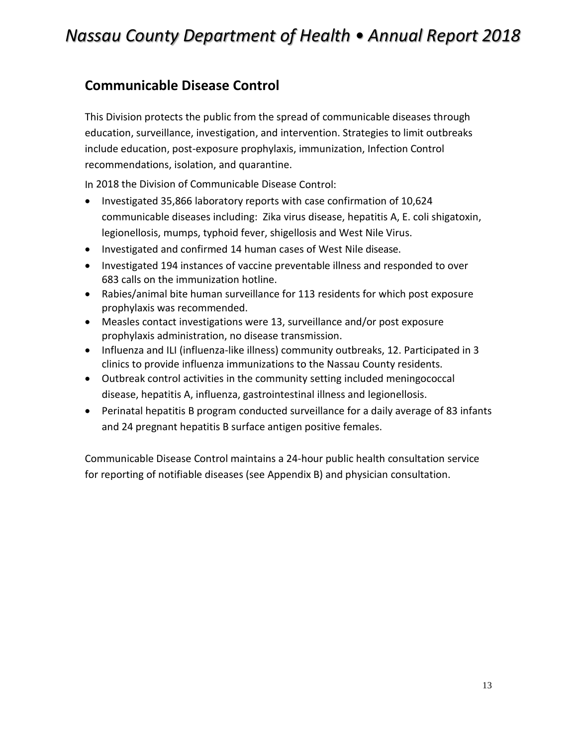## Communicable Disease Control

This Division protects the public from the spread of communicable diseases through education, surveillance, investigation, and intervention. Strategies to limit outbreaks include education, post-exposure prophylaxis, immunization, Infection Control recommendations, isolation, and quarantine.

In 2018 the Division of Communicable Disease Control:

- Investigated 35,866 laboratory reports with case confirmation of 10,624 communicable diseases including: Zika virus disease, hepatitis A, E. coli shigatoxin, legionellosis, mumps, typhoid fever, shigellosis and West Nile Virus.
- Investigated and confirmed 14 human cases of West Nile disease.
- Investigated 194 instances of vaccine preventable illness and responded to over 683 calls on the immunization hotline.
- Rabies/animal bite human surveillance for 113 residents for which post exposure prophylaxis was recommended.
- Measles contact investigations were 13, surveillance and/or post exposure prophylaxis administration, no disease transmission.
- Influenza and ILI (influenza-like illness) community outbreaks, 12. Participated in 3 clinics to provide influenza immunizations to the Nassau County residents.
- Outbreak control activities in the community setting included meningococcal disease, hepatitis A, influenza, gastrointestinal illness and legionellosis.
- Perinatal hepatitis B program conducted surveillance for a daily average of 83 infants and 24 pregnant hepatitis B surface antigen positive females.

Communicable Disease Control maintains a 24-hour public health consultation service for reporting of notifiable diseases (see Appendix B) and physician consultation.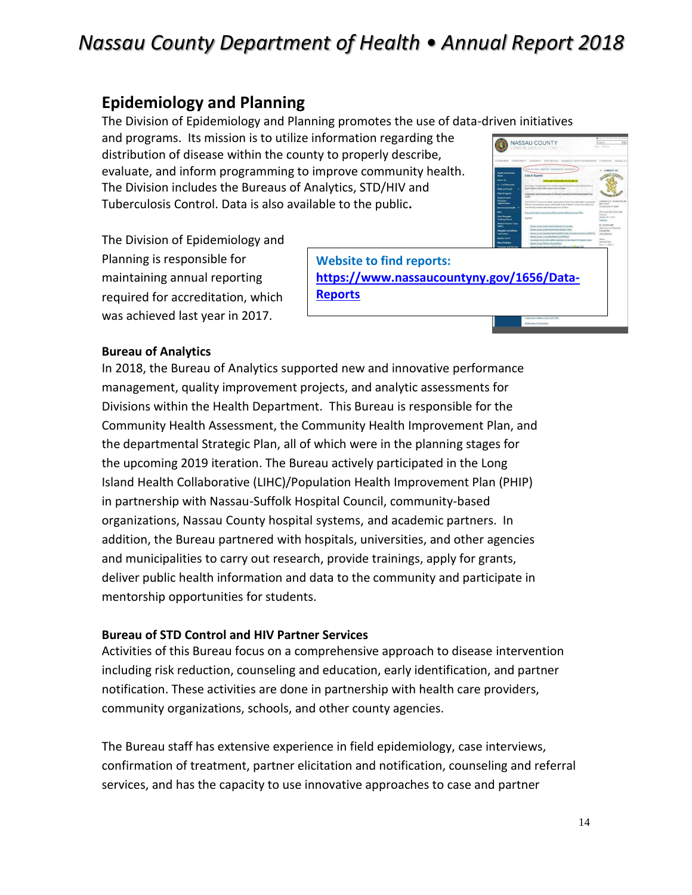## Epidemiology and Planning

The Division of Epidemiology and Planning promotes the use of data-driven initiatives and programs. Its mission is to utilize information regarding the distribution of disease within the county to properly describe, evaluate, and inform programming to improve community health. The Division includes the Bureaus of Analytics, STD/HIV and Tuberculosis Control. Data is also available to the public.

The Division of Epidemiology and Planning is responsible for maintaining annual reporting required for accreditation, which was achieved last year in 2017.

**Website to find reports:**
**https://www.nassaucountyny.gov/1656/Data-Reports**

### Bureau of Analytics

In 2018, the Bureau of Analytics supported new and innovative performance management, quality improvement projects, and analytic assessments for Divisions within the Health Department. This Bureau is responsible for the Community Health Assessment, the Community Health Improvement Plan, and the departmental Strategic Plan, all of which were in the planning stages for the upcoming 2019 iteration. The Bureau actively participated in the Long Island Health Collaborative (LIHC)/Population Health Improvement Plan (PHIP) in partnership with Nassau-Suffolk Hospital Council, community-based organizations, Nassau County hospital systems, and academic partners. In addition, the Bureau partnered with hospitals, universities, and other agencies and municipalities to carry out research, provide trainings, apply for grants, deliver public health information and data to the community and participate in mentorship opportunities for students.

### Bureau of STD Control and HIV Partner Services

Activities of this Bureau focus on a comprehensive approach to disease intervention including risk reduction, counseling and education, early identification, and partner notification. These activities are done in partnership with health care providers, community organizations, schools, and other county agencies.

The Bureau staff has extensive experience in field epidemiology, case interviews, confirmation of treatment, partner elicitation and notification, counseling and referral services, and has the capacity to use innovative approaches to case and partner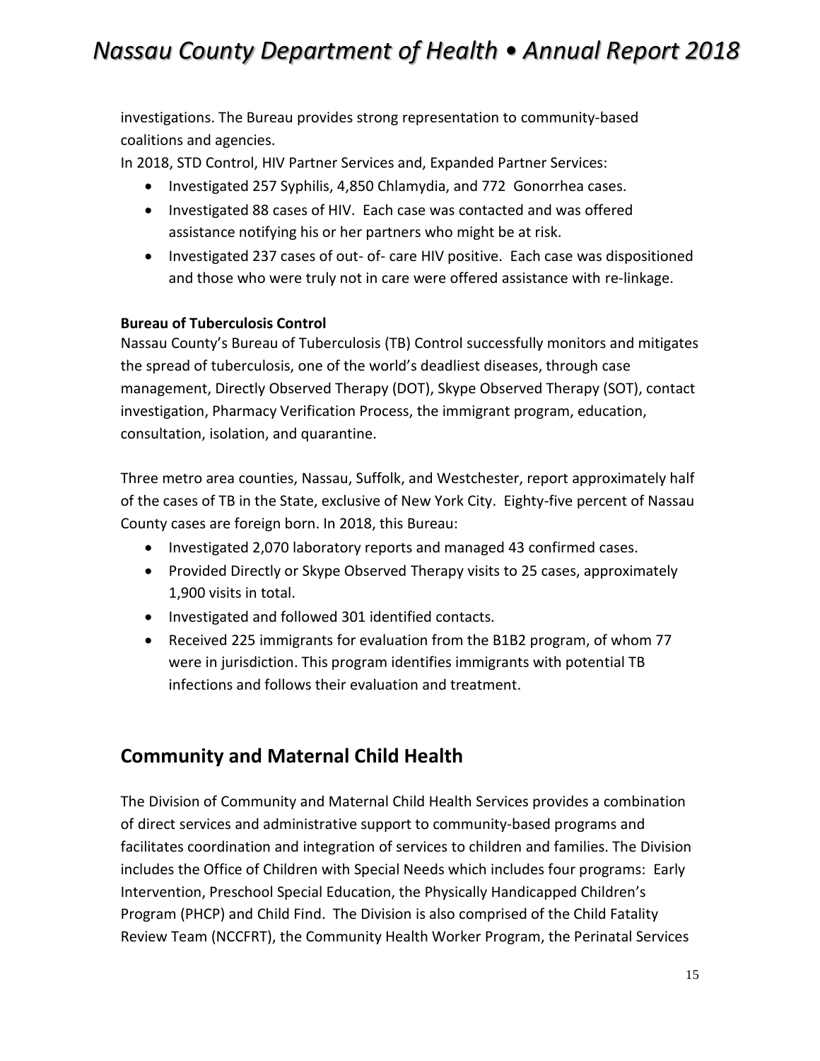investigations. The Bureau provides strong representation to community-based coalitions and agencies.

In 2018, STD Control, HIV Partner Services and, Expanded Partner Services:

- Investigated 257 Syphilis, 4,850 Chlamydia, and 772 Gonorrhea cases.
- Investigated 88 cases of HIV. Each case was contacted and was offered assistance notifying his or her partners who might be at risk.
- Investigated 237 cases of out- of- care HIV positive. Each case was dispositioned and those who were truly not in care were offered assistance with re-linkage.

**Bureau of Tuberculosis Control**

Nassau County's Bureau of Tuberculosis (TB) Control successfully monitors and mitigates the spread of tuberculosis, one of the world's deadliest diseases, through case management, Directly Observed Therapy (DOT), Skype Observed Therapy (SOT), contact investigation, Pharmacy Verification Process, the immigrant program, education, consultation, isolation, and quarantine.

Three metro area counties, Nassau, Suffolk, and Westchester, report approximately half of the cases of TB in the State, exclusive of New York City. Eighty-five percent of Nassau County cases are foreign born. In 2018, this Bureau:

- Investigated 2,070 laboratory reports and managed 43 confirmed cases.
- Provided Directly or Skype Observed Therapy visits to 25 cases, approximately 1,900 visits in total.
- Investigated and followed 301 identified contacts.
- Received 225 immigrants for evaluation from the B1B2 program, of whom 77 were in jurisdiction. This program identifies immigrants with potential TB infections and follows their evaluation and treatment.

## Community and Maternal Child Health

The Division of Community and Maternal Child Health Services provides a combination of direct services and administrative support to community-based programs and facilitates coordination and integration of services to children and families. The Division includes the Office of Children with Special Needs which includes four programs: Early Intervention, Preschool Special Education, the Physically Handicapped Children's Program (PHCP) and Child Find. The Division is also comprised of the Child Fatality Review Team (NCCFRT), the Community Health Worker Program, the Perinatal Services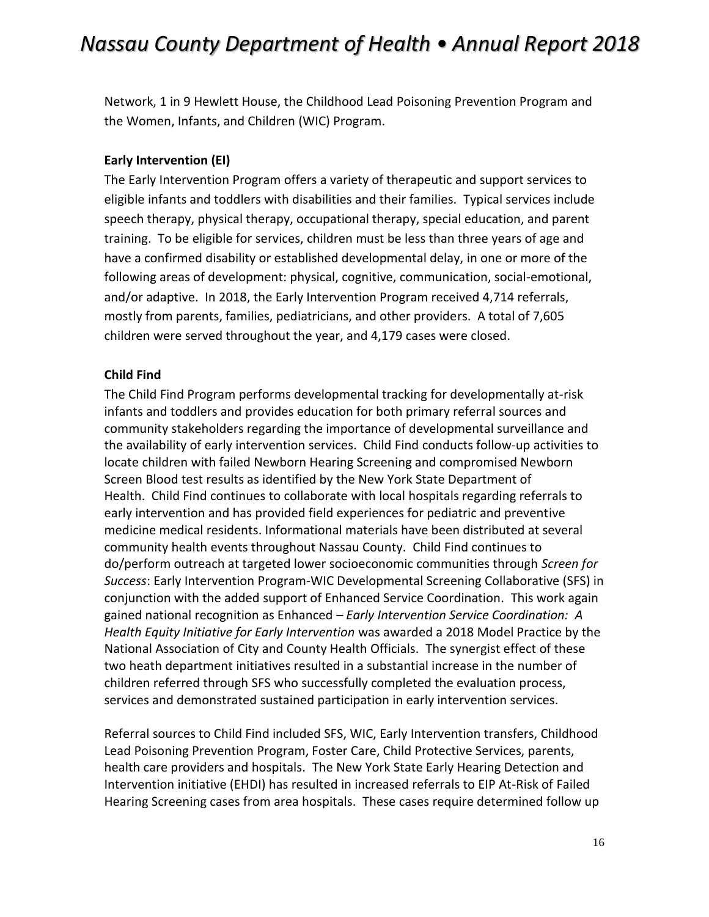Network, 1 in 9 Hewlett House, the Childhood Lead Poisoning Prevention Program and the Women, Infants, and Children (WIC) Program.

**Early Intervention (EI)**

The Early Intervention Program offers a variety of therapeutic and support services to eligible infants and toddlers with disabilities and their families. Typical services include speech therapy, physical therapy, occupational therapy, special education, and parent training. To be eligible for services, children must be less than three years of age and have a confirmed disability or established developmental delay, in one or more of the following areas of development: physical, cognitive, communication, social-emotional, and/or adaptive. In 2018, the Early Intervention Program received 4,714 referrals, mostly from parents, families, pediatricians, and other providers. A total of 7,605 children were served throughout the year, and 4,179 cases were closed.

**Child Find**

The Child Find Program performs developmental tracking for developmentally at-risk infants and toddlers and provides education for both primary referral sources and community stakeholders regarding the importance of developmental surveillance and the availability of early intervention services. Child Find conducts follow-up activities to locate children with failed Newborn Hearing Screening and compromised Newborn Screen Blood test results as identified by the New York State Department of Health. Child Find continues to collaborate with local hospitals regarding referrals to early intervention and has provided field experiences for pediatric and preventive medicine medical residents. Informational materials have been distributed at several community health events throughout Nassau County. Child Find continues to do/perform outreach at targeted lower socioeconomic communities through *Screen for Success*: Early Intervention Program-WIC Developmental Screening Collaborative (SFS) in conjunction with the added support of Enhanced Service Coordination. This work again gained national recognition as Enhanced – *Early Intervention Service Coordination: A Health Equity Initiative for Early Intervention* was awarded a 2018 Model Practice by the National Association of City and County Health Officials. The synergist effect of these two heath department initiatives resulted in a substantial increase in the number of children referred through SFS who successfully completed the evaluation process, services and demonstrated sustained participation in early intervention services.

Referral sources to Child Find included SFS, WIC, Early Intervention transfers, Childhood Lead Poisoning Prevention Program, Foster Care, Child Protective Services, parents, health care providers and hospitals. The New York State Early Hearing Detection and Intervention initiative (EHDI) has resulted in increased referrals to EIP At-Risk of Failed Hearing Screening cases from area hospitals. These cases require determined follow up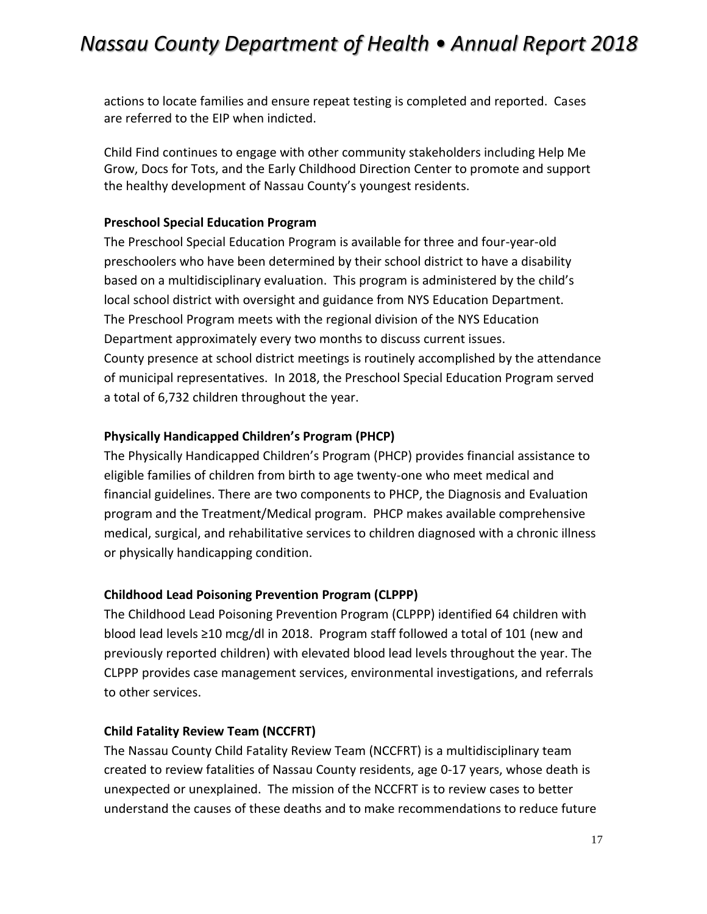actions to locate families and ensure repeat testing is completed and reported. Cases are referred to the EIP when indicted.

Child Find continues to engage with other community stakeholders including Help Me Grow, Docs for Tots, and the Early Childhood Direction Center to promote and support the healthy development of Nassau County's youngest residents.

**Preschool Special Education Program**

The Preschool Special Education Program is available for three and four-year-old preschoolers who have been determined by their school district to have a disability based on a multidisciplinary evaluation. This program is administered by the child's local school district with oversight and guidance from NYS Education Department. The Preschool Program meets with the regional division of the NYS Education Department approximately every two months to discuss current issues. County presence at school district meetings is routinely accomplished by the attendance of municipal representatives. In 2018, the Preschool Special Education Program served a total of 6,732 children throughout the year.

**Physically Handicapped Children's Program (PHCP)**

The Physically Handicapped Children's Program (PHCP) provides financial assistance to eligible families of children from birth to age twenty-one who meet medical and financial guidelines. There are two components to PHCP, the Diagnosis and Evaluation program and the Treatment/Medical program. PHCP makes available comprehensive medical, surgical, and rehabilitative services to children diagnosed with a chronic illness or physically handicapping condition.

**Childhood Lead Poisoning Prevention Program (CLPPP)**

The Childhood Lead Poisoning Prevention Program (CLPPP) identified 64 children with blood lead levels ≥10 mcg/dl in 2018. Program staff followed a total of 101 (new and previously reported children) with elevated blood lead levels throughout the year. The CLPPP provides case management services, environmental investigations, and referrals to other services.

**Child Fatality Review Team (NCCFRT)**

The Nassau County Child Fatality Review Team (NCCFRT) is a multidisciplinary team created to review fatalities of Nassau County residents, age 0-17 years, whose death is unexpected or unexplained. The mission of the NCCFRT is to review cases to better understand the causes of these deaths and to make recommendations to reduce future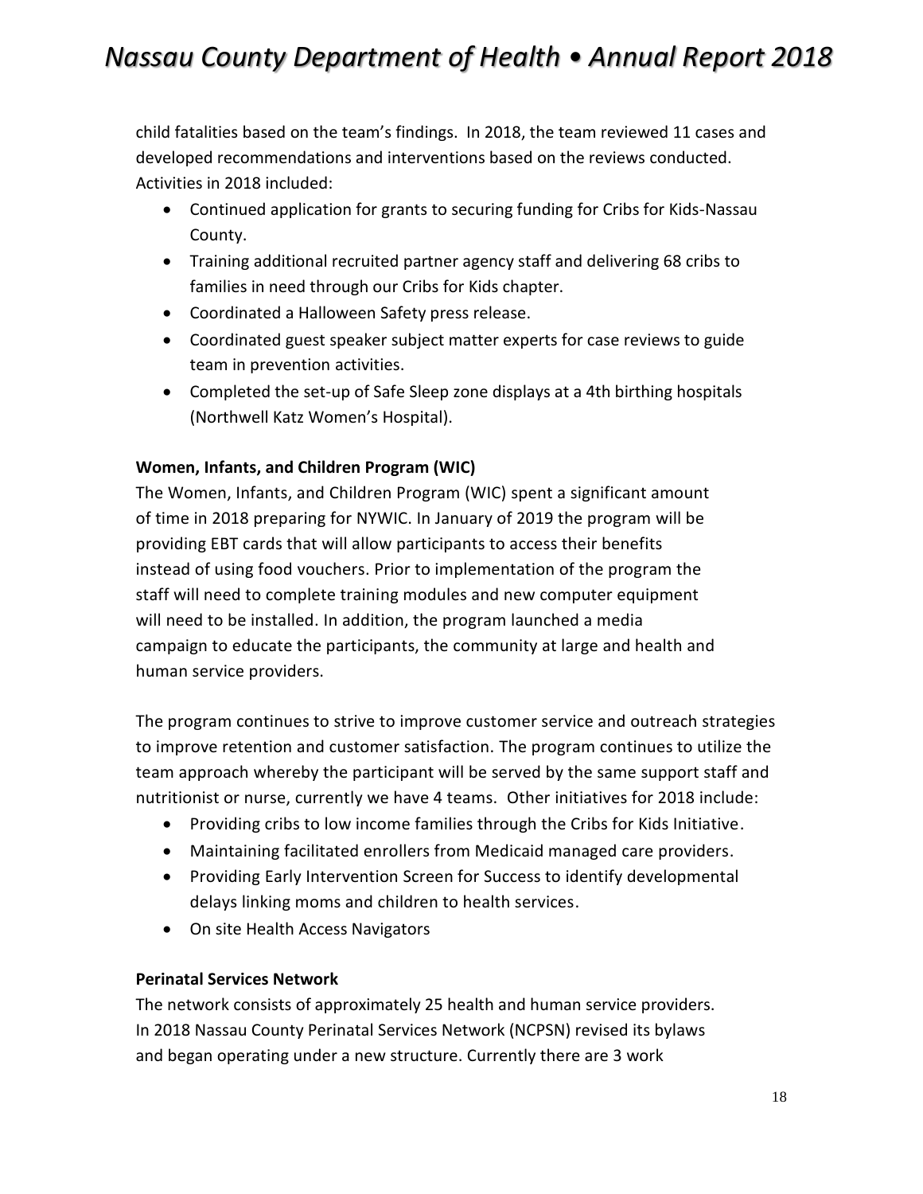child fatalities based on the team's findings. In 2018, the team reviewed 11 cases and developed recommendations and interventions based on the reviews conducted. Activities in 2018 included:

- Continued application for grants to securing funding for Cribs for Kids-Nassau County.
- Training additional recruited partner agency staff and delivering 68 cribs to families in need through our Cribs for Kids chapter.
- Coordinated a Halloween Safety press release.
- Coordinated guest speaker subject matter experts for case reviews to guide team in prevention activities.
- Completed the set-up of Safe Sleep zone displays at a 4th birthing hospitals (Northwell Katz Women's Hospital).

**Women, Infants, and Children Program (WIC)**

The Women, Infants, and Children Program (WIC) spent a significant amount of time in 2018 preparing for NYWIC. In January of 2019 the program will be providing EBT cards that will allow participants to access their benefits instead of using food vouchers. Prior to implementation of the program the staff will need to complete training modules and new computer equipment will need to be installed. In addition, the program launched a media campaign to educate the participants, the community at large and health and human service providers.

The program continues to strive to improve customer service and outreach strategies to improve retention and customer satisfaction. The program continues to utilize the team approach whereby the participant will be served by the same support staff and nutritionist or nurse, currently we have 4 teams. Other initiatives for 2018 include:

- Providing cribs to low income families through the Cribs for Kids Initiative.
- Maintaining facilitated enrollers from Medicaid managed care providers.
- Providing Early Intervention Screen for Success to identify developmental delays linking moms and children to health services.
- On site Health Access Navigators

**Perinatal Services Network**

The network consists of approximately 25 health and human service providers. In 2018 Nassau County Perinatal Services Network (NCPSN) revised its bylaws and began operating under a new structure. Currently there are 3 work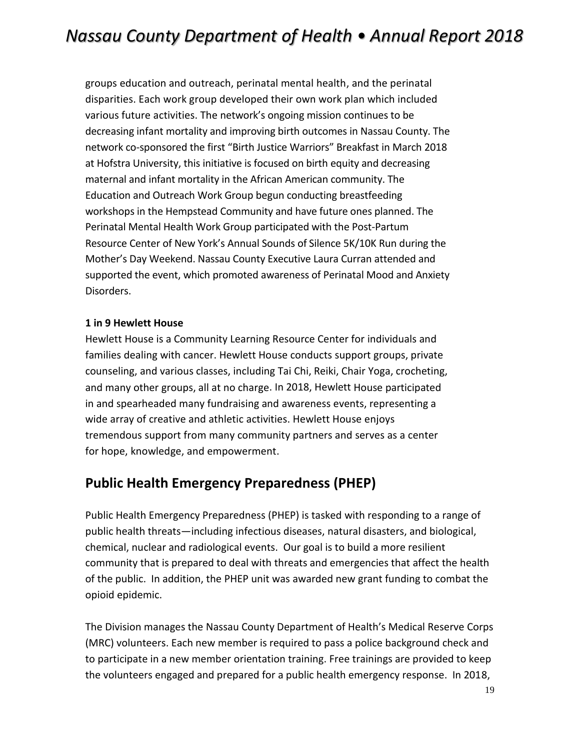groups education and outreach, perinatal mental health, and the perinatal disparities. Each work group developed their own work plan which included various future activities. The network's ongoing mission continues to be decreasing infant mortality and improving birth outcomes in Nassau County. The network co-sponsored the first "Birth Justice Warriors" Breakfast in March 2018 at Hofstra University, this initiative is focused on birth equity and decreasing maternal and infant mortality in the African American community. The Education and Outreach Work Group begun conducting breastfeeding workshops in the Hempstead Community and have future ones planned. The Perinatal Mental Health Work Group participated with the Post-Partum Resource Center of New York's Annual Sounds of Silence 5K/10K Run during the Mother's Day Weekend. Nassau County Executive Laura Curran attended and supported the event, which promoted awareness of Perinatal Mood and Anxiety Disorders.

**1 in 9 Hewlett House**

Hewlett House is a Community Learning Resource Center for individuals and families dealing with cancer. Hewlett House conducts support groups, private counseling, and various classes, including Tai Chi, Reiki, Chair Yoga, crocheting, and many other groups, all at no charge. In 2018, Hewlett House participated in and spearheaded many fundraising and awareness events, representing a wide array of creative and athletic activities. Hewlett House enjoys tremendous support from many community partners and serves as a center for hope, knowledge, and empowerment.

## Public Health Emergency Preparedness (PHEP)

Public Health Emergency Preparedness (PHEP) is tasked with responding to a range of public health threats—including infectious diseases, natural disasters, and biological, chemical, nuclear and radiological events. Our goal is to build a more resilient community that is prepared to deal with threats and emergencies that affect the health of the public. In addition, the PHEP unit was awarded new grant funding to combat the opioid epidemic.

The Division manages the Nassau County Department of Health's Medical Reserve Corps (MRC) volunteers. Each new member is required to pass a police background check and to participate in a new member orientation training. Free trainings are provided to keep the volunteers engaged and prepared for a public health emergency response. In 2018,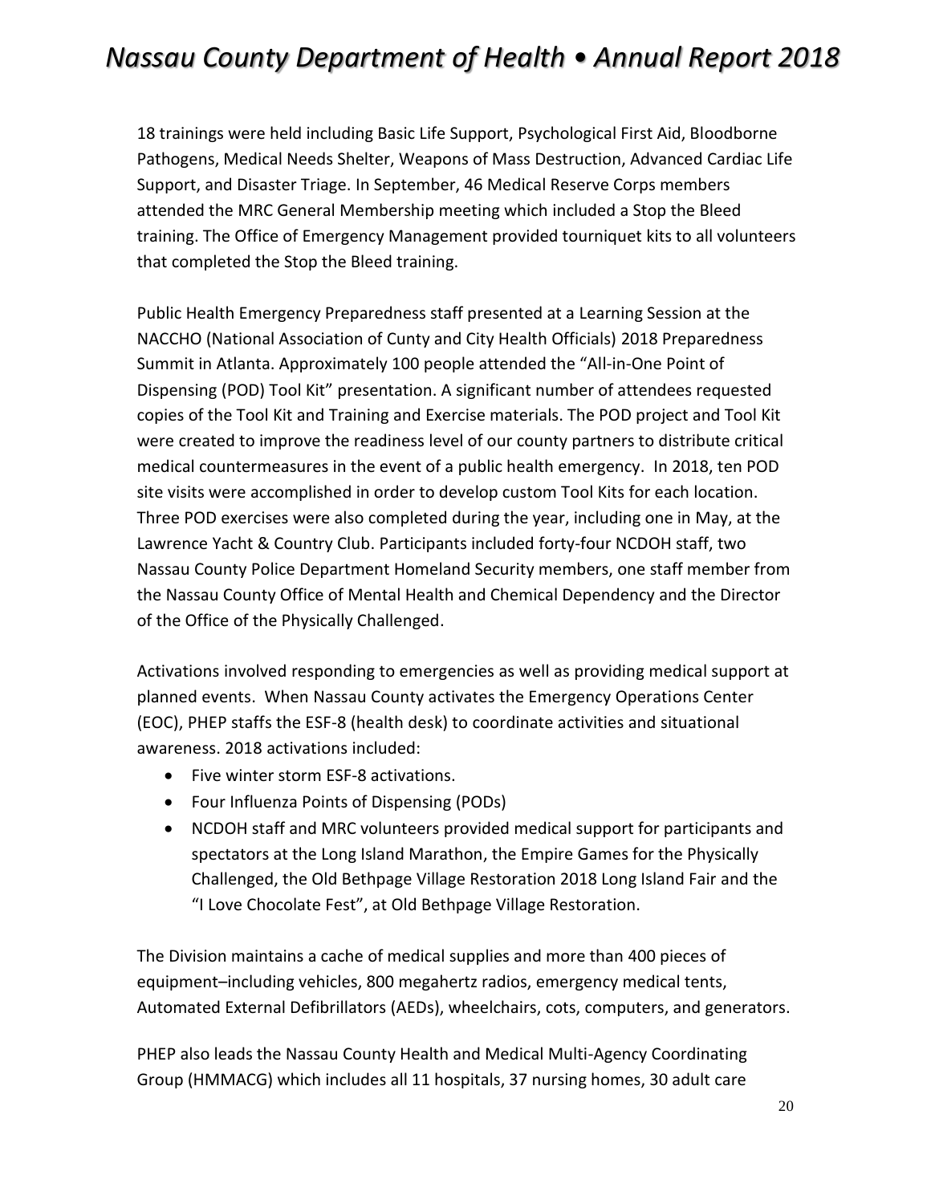18 trainings were held including Basic Life Support, Psychological First Aid, Bloodborne Pathogens, Medical Needs Shelter, Weapons of Mass Destruction, Advanced Cardiac Life Support, and Disaster Triage. In September, 46 Medical Reserve Corps members attended the MRC General Membership meeting which included a Stop the Bleed training. The Office of Emergency Management provided tourniquet kits to all volunteers that completed the Stop the Bleed training.

Public Health Emergency Preparedness staff presented at a Learning Session at the NACCHO (National Association of Cunty and City Health Officials) 2018 Preparedness Summit in Atlanta. Approximately 100 people attended the "All-in-One Point of Dispensing (POD) Tool Kit" presentation. A significant number of attendees requested copies of the Tool Kit and Training and Exercise materials. The POD project and Tool Kit were created to improve the readiness level of our county partners to distribute critical medical countermeasures in the event of a public health emergency. In 2018, ten POD site visits were accomplished in order to develop custom Tool Kits for each location. Three POD exercises were also completed during the year, including one in May, at the Lawrence Yacht & Country Club. Participants included forty-four NCDOH staff, two Nassau County Police Department Homeland Security members, one staff member from the Nassau County Office of Mental Health and Chemical Dependency and the Director of the Office of the Physically Challenged.

Activations involved responding to emergencies as well as providing medical support at planned events. When Nassau County activates the Emergency Operations Center (EOC), PHEP staffs the ESF-8 (health desk) to coordinate activities and situational awareness. 2018 activations included:

- Five winter storm ESF-8 activations.
- Four Influenza Points of Dispensing (PODs)
- NCDOH staff and MRC volunteers provided medical support for participants and spectators at the Long Island Marathon, the Empire Games for the Physically Challenged, the Old Bethpage Village Restoration 2018 Long Island Fair and the "I Love Chocolate Fest", at Old Bethpage Village Restoration.

The Division maintains a cache of medical supplies and more than 400 pieces of equipment–including vehicles, 800 megahertz radios, emergency medical tents, Automated External Defibrillators (AEDs), wheelchairs, cots, computers, and generators.

PHEP also leads the Nassau County Health and Medical Multi-Agency Coordinating Group (HMMACG) which includes all 11 hospitals, 37 nursing homes, 30 adult care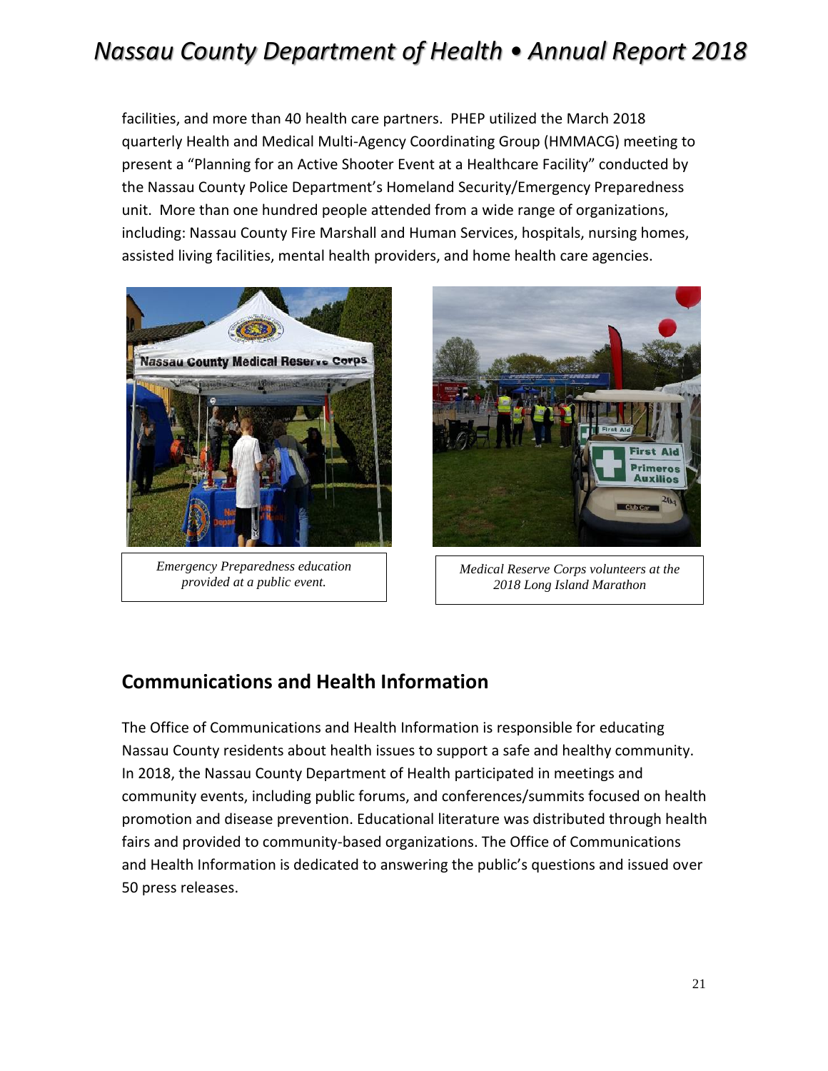facilities, and more than 40 health care partners. PHEP utilized the March 2018 quarterly Health and Medical Multi-Agency Coordinating Group (HMMACG) meeting to present a "Planning for an Active Shooter Event at a Healthcare Facility" conducted by the Nassau County Police Department's Homeland Security/Emergency Preparedness unit. More than one hundred people attended from a wide range of organizations, including: Nassau County Fire Marshall and Human Services, hospitals, nursing homes, assisted living facilities, mental health providers, and home health care agencies.

*Emergency Preparedness education provided at a public event.*

*Medical Reserve Corps volunteers at the 2018 Long Island Marathon*

## Communications and Health Information

The Office of Communications and Health Information is responsible for educating Nassau County residents about health issues to support a safe and healthy community. In 2018, the Nassau County Department of Health participated in meetings and community events, including public forums, and conferences/summits focused on health promotion and disease prevention. Educational literature was distributed through health fairs and provided to community-based organizations. The Office of Communications and Health Information is dedicated to answering the public's questions and issued over 50 press releases.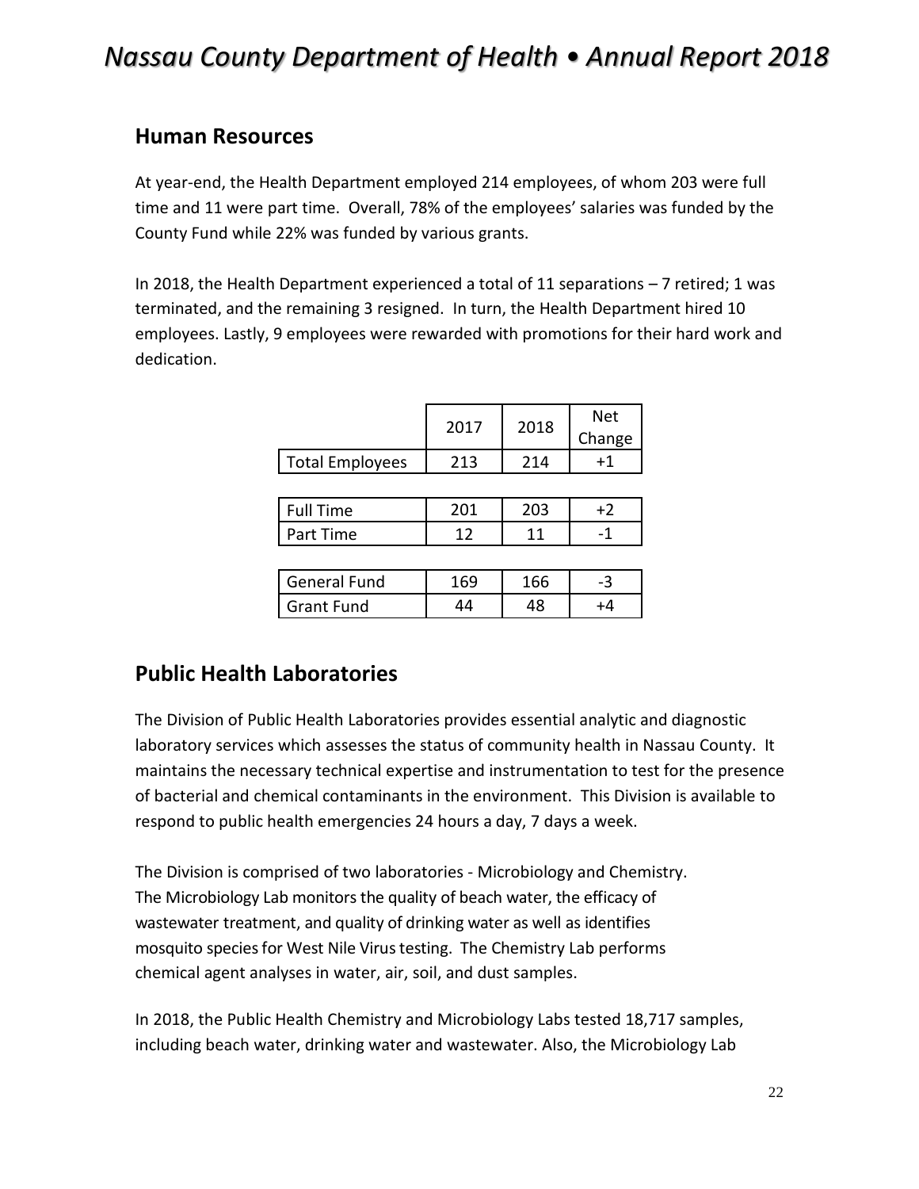## Human Resources

At year-end, the Health Department employed 214 employees, of whom 203 were full time and 11 were part time. Overall, 78% of the employees' salaries was funded by the County Fund while 22% was funded by various grants.

In 2018, the Health Department experienced a total of 11 separations – 7 retired; 1 was terminated, and the remaining 3 resigned. In turn, the Health Department hired 10 employees. Lastly, 9 employees were rewarded with promotions for their hard work and dedication.

| | 2017 | 2018 | Net Change |
|---|---|---|---|
| Total Employees | 213 | 214 | +1 |
| | | | |
| Full Time | 201 | 203 | +2 |
| Part Time | 12 | 11 | -1 |
| | | | |
| General Fund | 169 | 166 | -3 |
| Grant Fund | 44 | 48 | +4 |

## Public Health Laboratories

The Division of Public Health Laboratories provides essential analytic and diagnostic laboratory services which assesses the status of community health in Nassau County. It maintains the necessary technical expertise and instrumentation to test for the presence of bacterial and chemical contaminants in the environment. This Division is available to respond to public health emergencies 24 hours a day, 7 days a week.

The Division is comprised of two laboratories - Microbiology and Chemistry. The Microbiology Lab monitors the quality of beach water, the efficacy of wastewater treatment, and quality of drinking water as well as identifies mosquito species for West Nile Virus testing. The Chemistry Lab performs chemical agent analyses in water, air, soil, and dust samples.

In 2018, the Public Health Chemistry and Microbiology Labs tested 18,717 samples, including beach water, drinking water and wastewater. Also, the Microbiology Lab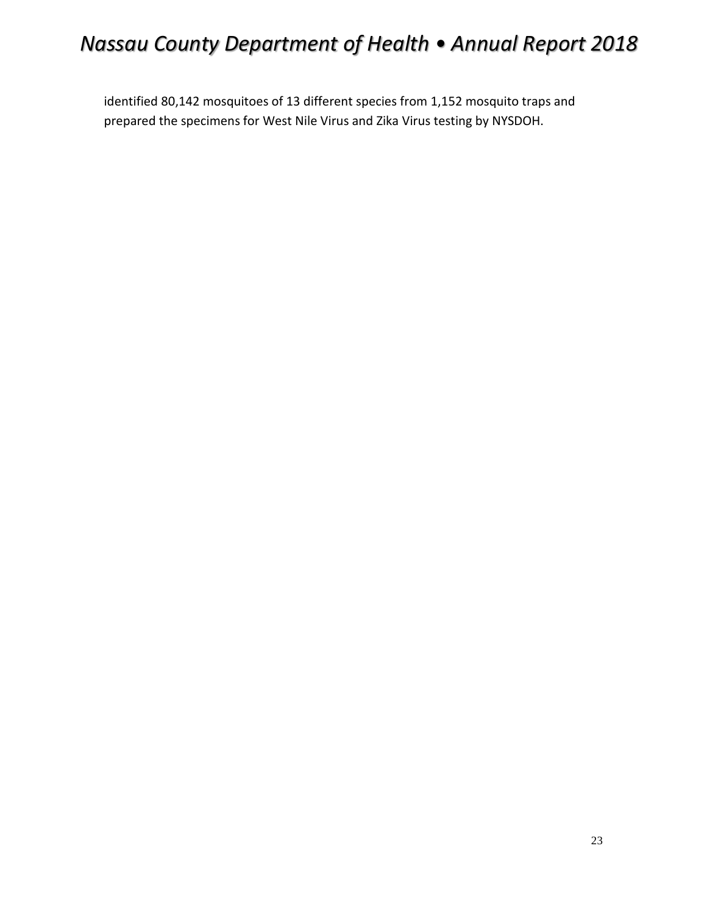identified 80,142 mosquitoes of 13 different species from 1,152 mosquito traps and prepared the specimens for West Nile Virus and Zika Virus testing by NYSDOH.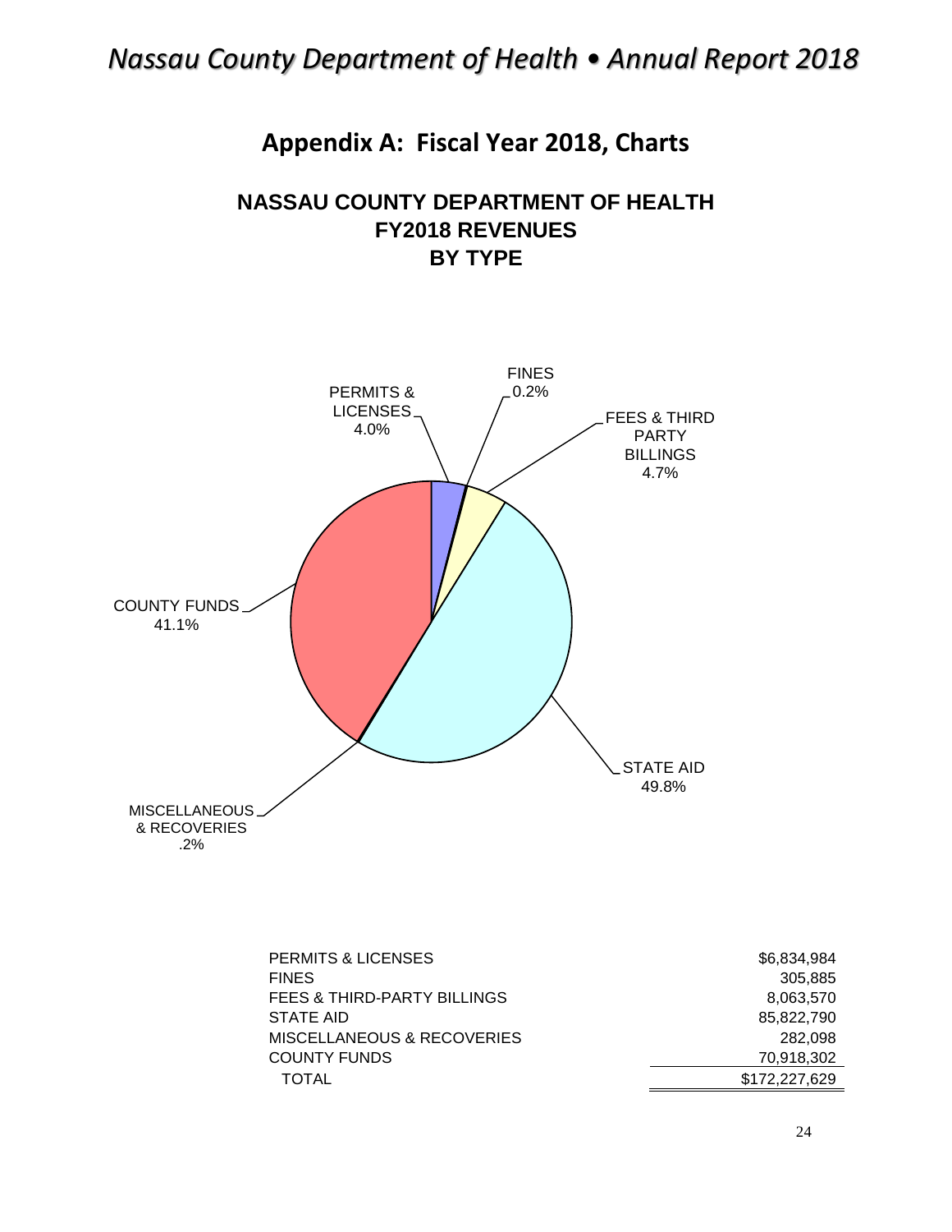## Appendix A: Fiscal Year 2018, Charts

### NASSAU COUNTY DEPARTMENT OF HEALTH
### FY2018 REVENUES
### BY TYPE

PERMITS & LICENSES 4.0%
FINES 0.2%
FEES & THIRD PARTY BILLINGS 4.7%
STATE AID 49.8%
MISCELLANEOUS & RECOVERIES .2%
COUNTY FUNDS 41.1%

| | |
|---|---|
| PERMITS & LICENSES | $6,834,984 |
| FINES | 305,885 |
| FEES & THIRD-PARTY BILLINGS | 8,063,570 |
| STATE AID | 85,822,790 |
| MISCELLANEOUS & RECOVERIES | 282,098 |
| COUNTY FUNDS | 70,918,302 |
| TOTAL | $172,227,629 |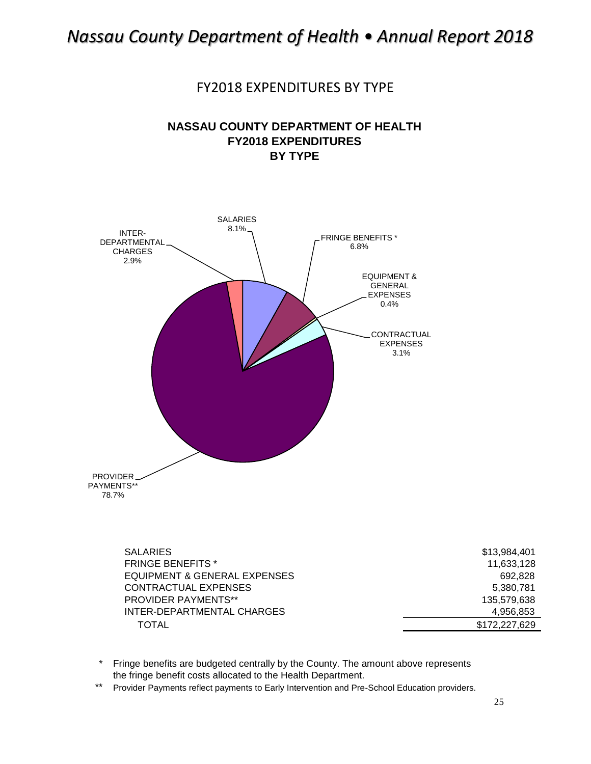## FY2018 EXPENDITURES BY TYPE

**NASSAU COUNTY DEPARTMENT OF HEALTH**
**FY2018 EXPENDITURES**
**BY TYPE**

SALARIES 8.1%

FRINGE BENEFITS * 6.8%

EQUIPMENT & GENERAL EXPENSES 0.4%

CONTRACTUAL EXPENSES 3.1%

PROVIDER PAYMENTS** 78.7%

INTER-DEPARTMENTAL CHARGES 2.9%

| | |
|---|---|
| SALARIES | $13,984,401 |
| FRINGE BENEFITS * | 11,633,128 |
| EQUIPMENT & GENERAL EXPENSES | 692,828 |
| CONTRACTUAL EXPENSES | 5,380,781 |
| PROVIDER PAYMENTS** | 135,579,638 |
| INTER-DEPARTMENTAL CHARGES | 4,956,853 |
| TOTAL | $172,227,629 |

\* Fringe benefits are budgeted centrally by the County. The amount above represents the fringe benefit costs allocated to the Health Department.

** Provider Payments reflect payments to Early Intervention and Pre-School Education providers.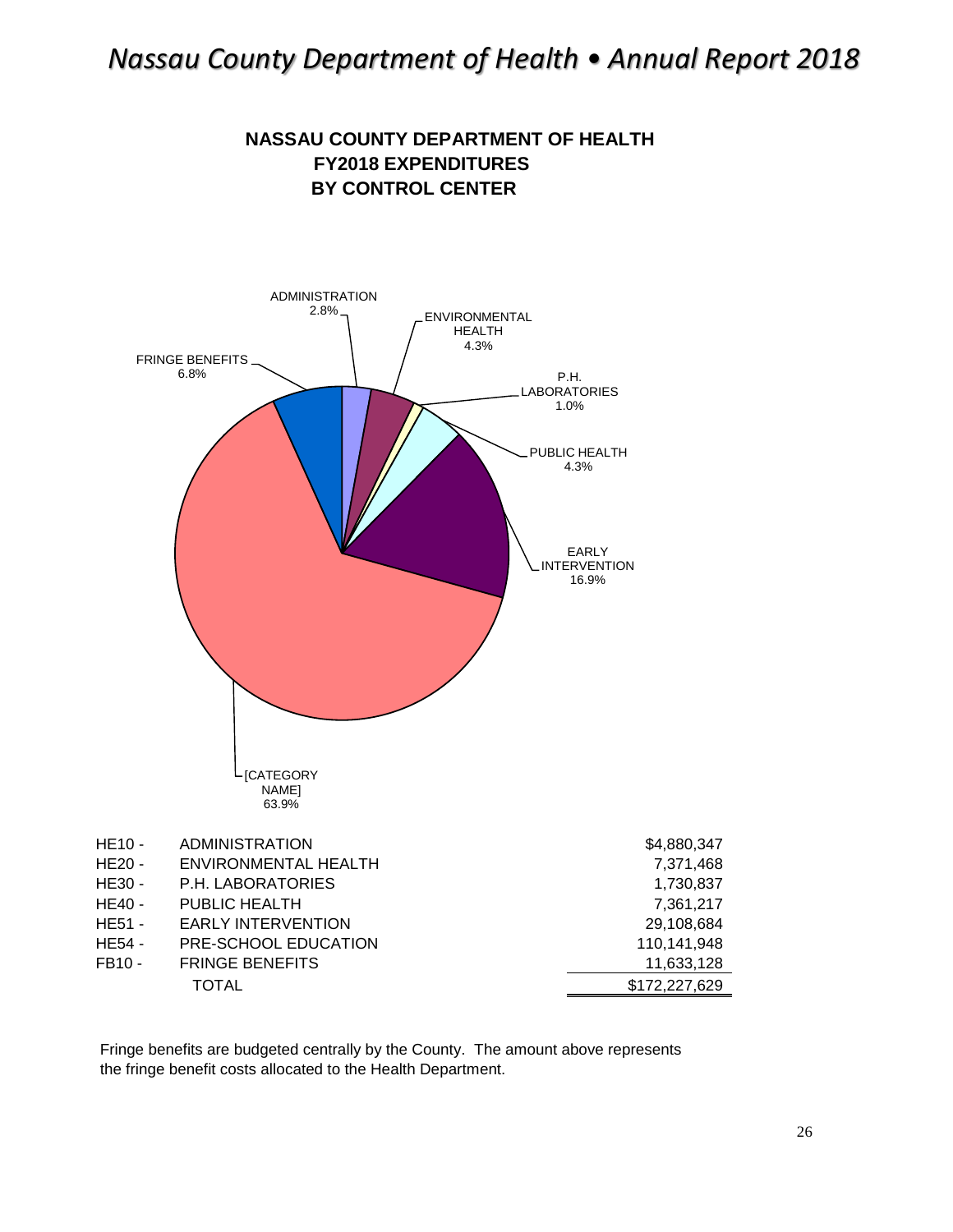## NASSAU COUNTY DEPARTMENT OF HEALTH
## FY2018 EXPENDITURES
## BY CONTROL CENTER

ADMINISTRATION 2.8%
ENVIRONMENTAL HEALTH 4.3%
P.H. LABORATORIES 1.0%
PUBLIC HEALTH 4.3%
EARLY INTERVENTION 16.9%
[CATEGORY NAME] 63.9%
FRINGE BENEFITS 6.8%

| Code | Control Center | Amount |
|---|---|---|
| HE10 - | ADMINISTRATION | $4,880,347 |
| HE20 - | ENVIRONMENTAL HEALTH | 7,371,468 |
| HE30 - | P.H. LABORATORIES | 1,730,837 |
| HE40 - | PUBLIC HEALTH | 7,361,217 |
| HE51 - | EARLY INTERVENTION | 29,108,684 |
| HE54 - | PRE-SCHOOL EDUCATION | 110,141,948 |
| FB10 - | FRINGE BENEFITS | 11,633,128 |
| | TOTAL | $172,227,629 |

Fringe benefits are budgeted centrally by the County. The amount above represents the fringe benefit costs allocated to the Health Department.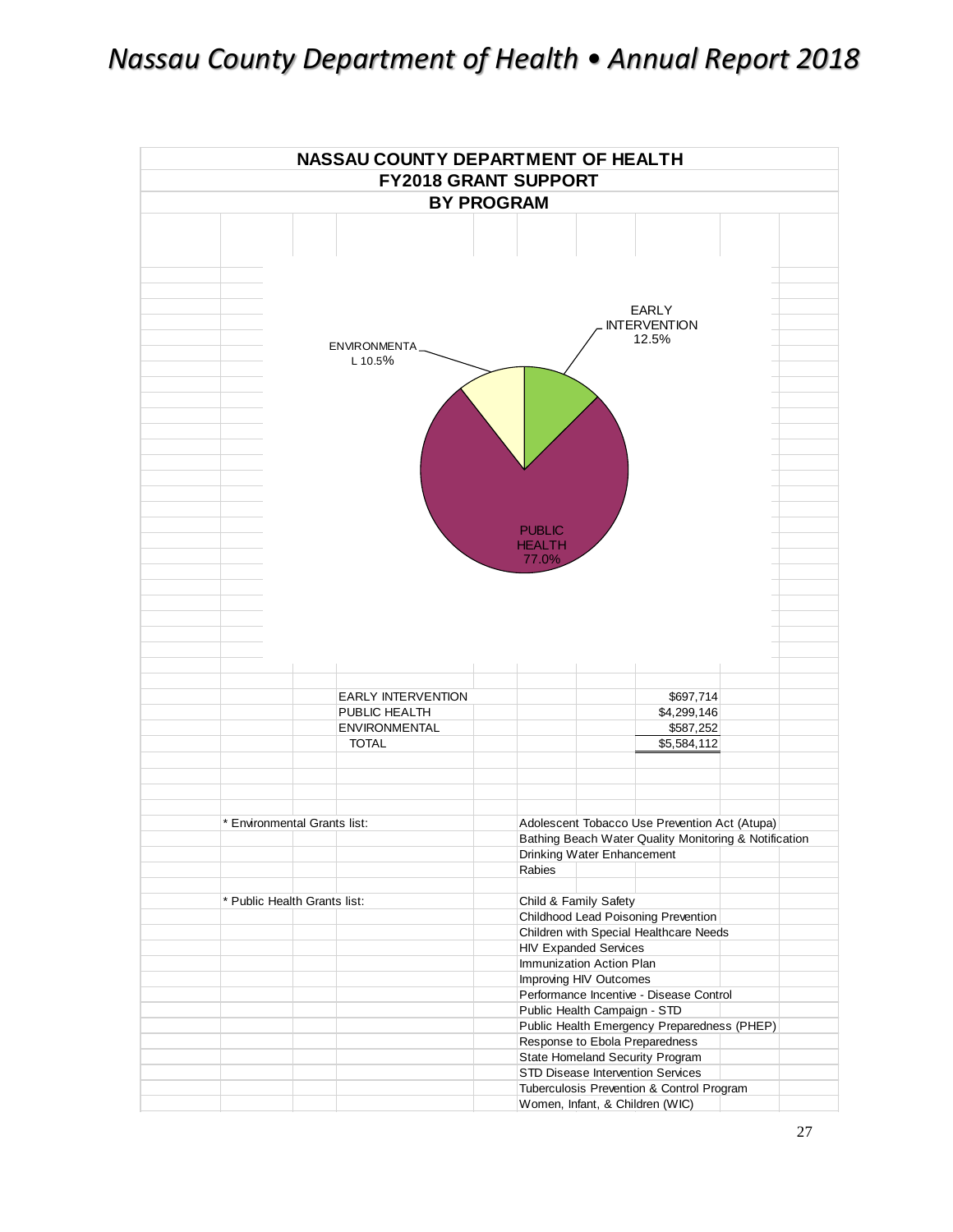## NASSAU COUNTY DEPARTMENT OF HEALTH
## FY2018 GRANT SUPPORT
## BY PROGRAM

EARLY INTERVENTION 12.5%

ENVIRONMENTAL 10.5%

PUBLIC HEALTH 77.0%

| Program | Amount |
|---|---|
| EARLY INTERVENTION | $697,714 |
| PUBLIC HEALTH | $4,299,146 |
| ENVIRONMENTAL | $587,252 |
| TOTAL | $5,584,112 |

\* Environmental Grants list:

- Adolescent Tobacco Use Prevention Act (Atupa)
- Bathing Beach Water Quality Monitoring & Notification
- Drinking Water Enhancement
- Rabies

\* Public Health Grants list:

- Child & Family Safety
- Childhood Lead Poisoning Prevention
- Children with Special Healthcare Needs
- HIV Expanded Services
- Immunization Action Plan
- Improving HIV Outcomes
- Performance Incentive - Disease Control
- Public Health Campaign - STD
- Public Health Emergency Preparedness (PHEP)
- Response to Ebola Preparedness
- State Homeland Security Program
- STD Disease Intervention Services
- Tuberculosis Prevention & Control Program
- Women, Infant, & Children (WIC)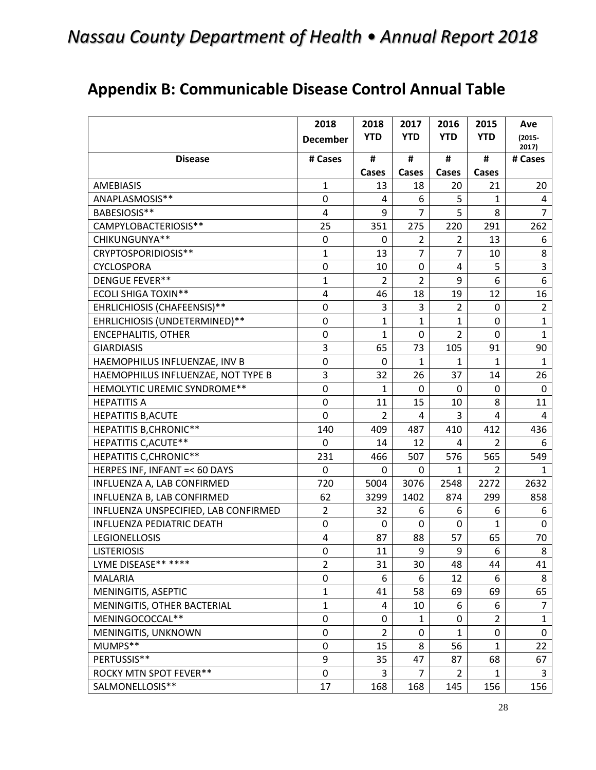## Appendix B: Communicable Disease Control Annual Table

| Disease | 2018 December # Cases | 2018 YTD # Cases | 2017 YTD # Cases | 2016 YTD # Cases | 2015 YTD # Cases | Ave (2015-2017) # Cases |
|---|---|---|---|---|---|---|
| AMEBIASIS | 1 | 13 | 18 | 20 | 21 | 20 |
| ANAPLASMOSIS** | 0 | 4 | 6 | 5 | 1 | 4 |
| BABESIOSIS** | 4 | 9 | 7 | 5 | 8 | 7 |
| CAMPYLOBACTERIOSIS** | 25 | 351 | 275 | 220 | 291 | 262 |
| CHIKUNGUNYA** | 0 | 0 | 2 | 2 | 13 | 6 |
| CRYPTOSPORIDIOSIS** | 1 | 13 | 7 | 7 | 10 | 8 |
| CYCLOSPORA | 0 | 10 | 0 | 4 | 5 | 3 |
| DENGUE FEVER** | 1 | 2 | 2 | 9 | 6 | 6 |
| ECOLI SHIGA TOXIN** | 4 | 46 | 18 | 19 | 12 | 16 |
| EHRLICHIOSIS (CHAFEENSIS)** | 0 | 3 | 3 | 2 | 0 | 2 |
| EHRLICHIOSIS (UNDETERMINED)** | 0 | 1 | 1 | 1 | 0 | 1 |
| ENCEPHALITIS, OTHER | 0 | 1 | 0 | 2 | 0 | 1 |
| GIARDIASIS | 3 | 65 | 73 | 105 | 91 | 90 |
| HAEMOPHILUS INFLUENZAE, INV B | 0 | 0 | 1 | 1 | 1 | 1 |
| HAEMOPHILUS INFLUENZAE, NOT TYPE B | 3 | 32 | 26 | 37 | 14 | 26 |
| HEMOLYTIC UREMIC SYNDROME** | 0 | 1 | 0 | 0 | 0 | 0 |
| HEPATITIS A | 0 | 11 | 15 | 10 | 8 | 11 |
| HEPATITIS B,ACUTE | 0 | 2 | 4 | 3 | 4 | 4 |
| HEPATITIS B,CHRONIC** | 140 | 409 | 487 | 410 | 412 | 436 |
| HEPATITIS C,ACUTE** | 0 | 14 | 12 | 4 | 2 | 6 |
| HEPATITIS C,CHRONIC** | 231 | 466 | 507 | 576 | 565 | 549 |
| HERPES INF, INFANT =< 60 DAYS | 0 | 0 | 0 | 1 | 2 | 1 |
| INFLUENZA A, LAB CONFIRMED | 720 | 5004 | 3076 | 2548 | 2272 | 2632 |
| INFLUENZA B, LAB CONFIRMED | 62 | 3299 | 1402 | 874 | 299 | 858 |
| INFLUENZA UNSPECIFIED, LAB CONFIRMED | 2 | 32 | 6 | 6 | 6 | 6 |
| INFLUENZA PEDIATRIC DEATH | 0 | 0 | 0 | 0 | 1 | 0 |
| LEGIONELLOSIS | 4 | 87 | 88 | 57 | 65 | 70 |
| LISTERIOSIS | 0 | 11 | 9 | 9 | 6 | 8 |
| LYME DISEASE** **** | 2 | 31 | 30 | 48 | 44 | 41 |
| MALARIA | 0 | 6 | 6 | 12 | 6 | 8 |
| MENINGITIS, ASEPTIC | 1 | 41 | 58 | 69 | 69 | 65 |
| MENINGITIS, OTHER BACTERIAL | 1 | 4 | 10 | 6 | 6 | 7 |
| MENINGOCOCCAL** | 0 | 0 | 1 | 0 | 2 | 1 |
| MENINGITIS, UNKNOWN | 0 | 2 | 0 | 1 | 0 | 0 |
| MUMPS** | 0 | 15 | 8 | 56 | 1 | 22 |
| PERTUSSIS** | 9 | 35 | 47 | 87 | 68 | 67 |
| ROCKY MTN SPOT FEVER** | 0 | 3 | 7 | 2 | 1 | 3 |
| SALMONELLOSIS** | 17 | 168 | 168 | 145 | 156 | 156 |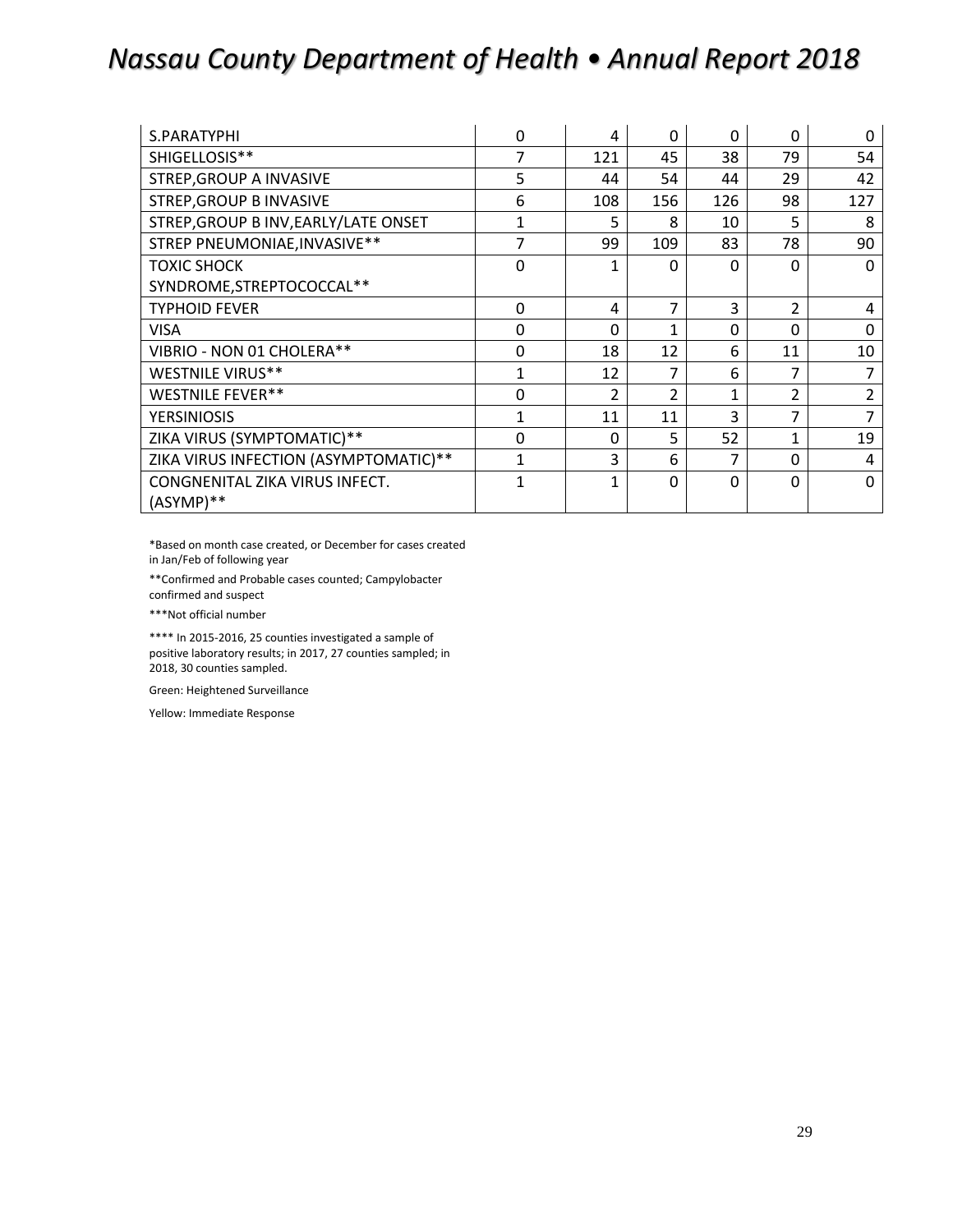| | | | | | | |
|---|---|---|---|---|---|---|
| S.PARATYPHI | 0 | 4 | 0 | 0 | 0 | 0 |
| SHIGELLOSIS** | 7 | 121 | 45 | 38 | 79 | 54 |
| STREP,GROUP A INVASIVE | 5 | 44 | 54 | 44 | 29 | 42 |
| STREP,GROUP B INVASIVE | 6 | 108 | 156 | 126 | 98 | 127 |
| STREP,GROUP B INV,EARLY/LATE ONSET | 1 | 5 | 8 | 10 | 5 | 8 |
| STREP PNEUMONIAE,INVASIVE** | 7 | 99 | 109 | 83 | 78 | 90 |
| TOXIC SHOCK SYNDROME,STREPTOCOCCAL** | 0 | 1 | 0 | 0 | 0 | 0 |
| TYPHOID FEVER | 0 | 4 | 7 | 3 | 2 | 4 |
| VISA | 0 | 0 | 1 | 0 | 0 | 0 |
| VIBRIO - NON 01 CHOLERA** | 0 | 18 | 12 | 6 | 11 | 10 |
| WESTNILE VIRUS** | 1 | 12 | 7 | 6 | 7 | 7 |
| WESTNILE FEVER** | 0 | 2 | 2 | 1 | 2 | 2 |
| YERSINIOSIS | 1 | 11 | 11 | 3 | 7 | 7 |
| ZIKA VIRUS (SYMPTOMATIC)** | 0 | 0 | 5 | 52 | 1 | 19 |
| ZIKA VIRUS INFECTION (ASYMPTOMATIC)** | 1 | 3 | 6 | 7 | 0 | 4 |
| CONGNENITAL ZIKA VIRUS INFECT. (ASYMP)** | 1 | 1 | 0 | 0 | 0 | 0 |

*Based on month case created, or December for cases created in Jan/Feb of following year

**Confirmed and Probable cases counted; Campylobacter confirmed and suspect

***Not official number

**** In 2015-2016, 25 counties investigated a sample of positive laboratory results; in 2017, 27 counties sampled; in 2018, 30 counties sampled.

Green: Heightened Surveillance

Yellow: Immediate Response